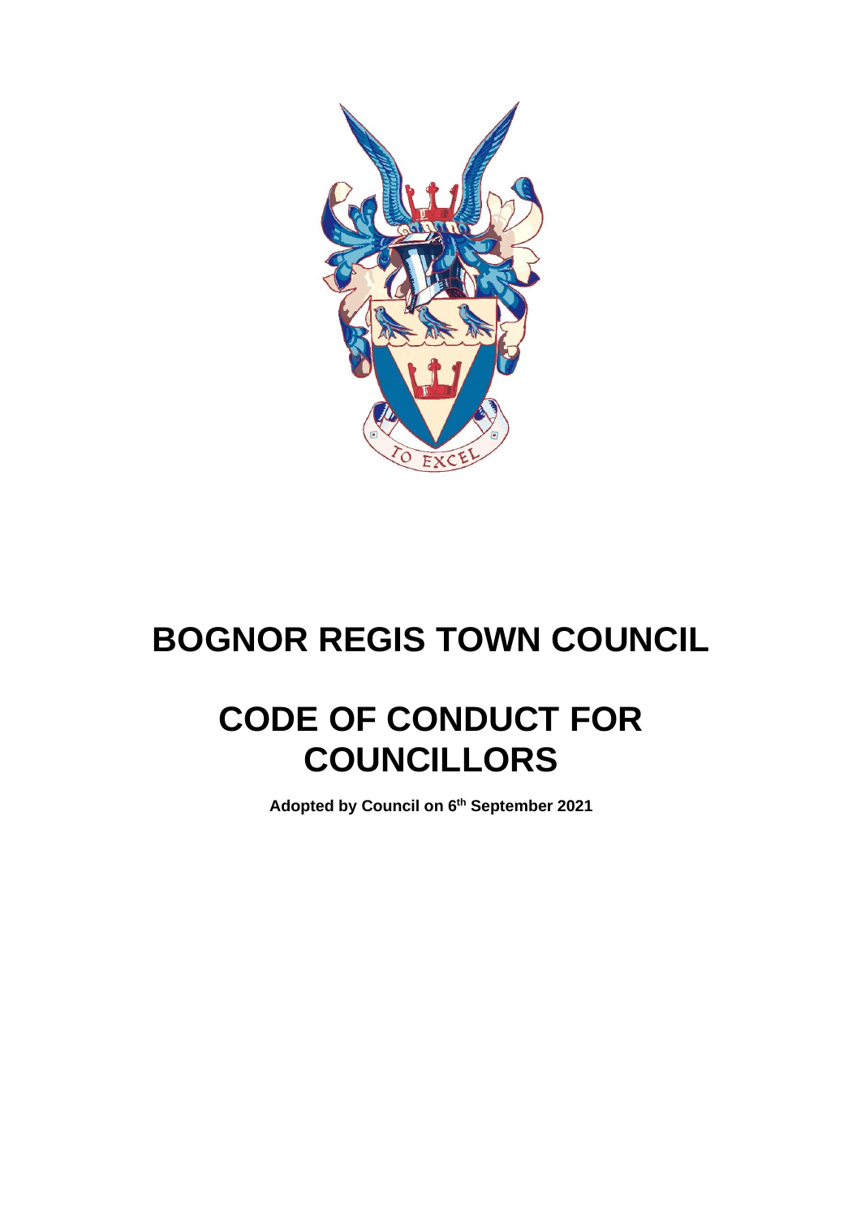# BOGNOR REGIS TOWN COUNCIL

# CODE OF CONDUCT FOR COUNCILLORS

**Adopted by Council on 6th September 2021**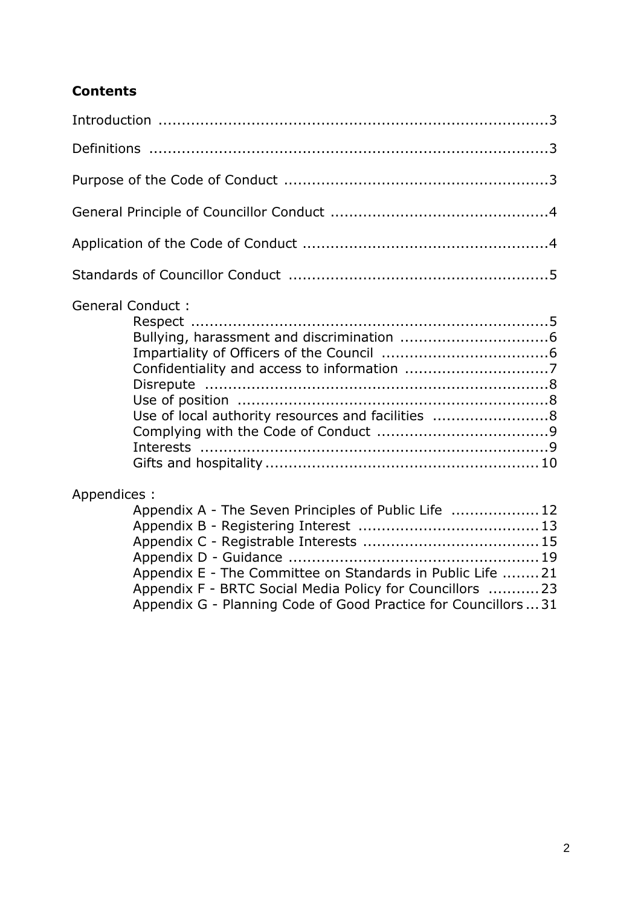**Contents**

Introduction ....................................................................................3

Definitions ......................................................................................3

Purpose of the Code of Conduct ........................................................3

General Principle of Councillor Conduct ...............................................4

Application of the Code of Conduct .....................................................4

Standards of Councillor Conduct .......................................................5

General Conduct :

- Respect .............................................................................5
- Bullying, harassment and discrimination ................................6
- Impartiality of Officers of the Council ....................................6
- Confidentiality and access to information ...............................7
- Disrepute ..........................................................................8
- Use of position ...................................................................8
- Use of local authority resources and facilities .........................8
- Complying with the Code of Conduct .....................................9
- Interests ...........................................................................9
- Gifts and hospitality ...........................................................10

Appendices :

- Appendix A - The Seven Principles of Public Life ...................12
- Appendix B - Registering Interest .......................................13
- Appendix C - Registrable Interests ......................................15
- Appendix D - Guidance ......................................................19
- Appendix E - The Committee on Standards in Public Life ........21
- Appendix F - BRTC Social Media Policy for Councillors ...........23
- Appendix G - Planning Code of Good Practice for Councillors ...31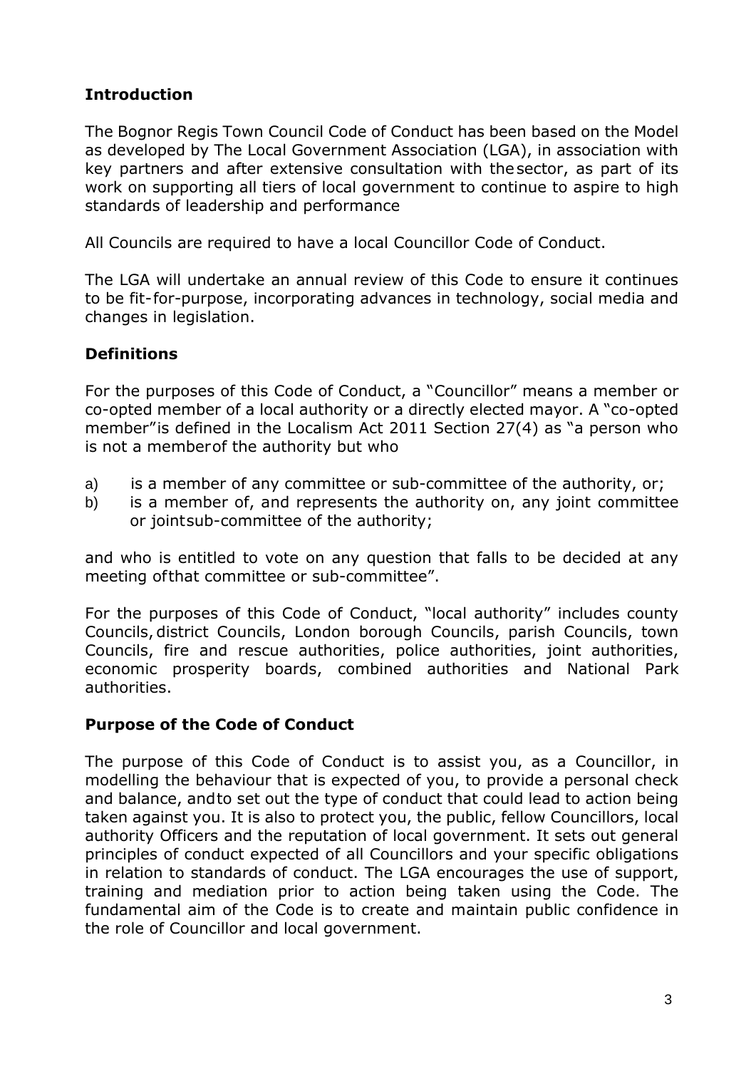## Introduction

The Bognor Regis Town Council Code of Conduct has been based on the Model as developed by The Local Government Association (LGA), in association with key partners and after extensive consultation with the sector, as part of its work on supporting all tiers of local government to continue to aspire to high standards of leadership and performance

All Councils are required to have a local Councillor Code of Conduct.

The LGA will undertake an annual review of this Code to ensure it continues to be fit-for-purpose, incorporating advances in technology, social media and changes in legislation.

## Definitions

For the purposes of this Code of Conduct, a "Councillor" means a member or co-opted member of a local authority or a directly elected mayor. A "co-opted member" is defined in the Localism Act 2011 Section 27(4) as "a person who is not a member of the authority but who

a) is a member of any committee or sub-committee of the authority, or;
b) is a member of, and represents the authority on, any joint committee or joint sub-committee of the authority;

and who is entitled to vote on any question that falls to be decided at any meeting of that committee or sub-committee".

For the purposes of this Code of Conduct, "local authority" includes county Councils, district Councils, London borough Councils, parish Councils, town Councils, fire and rescue authorities, police authorities, joint authorities, economic prosperity boards, combined authorities and National Park authorities.

## Purpose of the Code of Conduct

The purpose of this Code of Conduct is to assist you, as a Councillor, in modelling the behaviour that is expected of you, to provide a personal check and balance, and to set out the type of conduct that could lead to action being taken against you. It is also to protect you, the public, fellow Councillors, local authority Officers and the reputation of local government. It sets out general principles of conduct expected of all Councillors and your specific obligations in relation to standards of conduct. The LGA encourages the use of support, training and mediation prior to action being taken using the Code. The fundamental aim of the Code is to create and maintain public confidence in the role of Councillor and local government.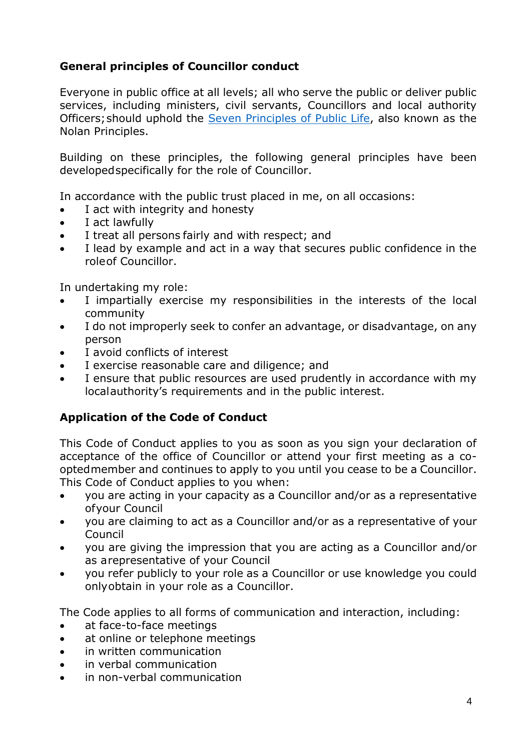## General principles of Councillor conduct

Everyone in public office at all levels; all who serve the public or deliver public services, including ministers, civil servants, Councillors and local authority Officers; should uphold the [Seven Principles of Public Life](), also known as the Nolan Principles.

Building on these principles, the following general principles have been developed specifically for the role of Councillor.

In accordance with the public trust placed in me, on all occasions:

- I act with integrity and honesty
- I act lawfully
- I treat all persons fairly and with respect; and
- I lead by example and act in a way that secures public confidence in the role of Councillor.

In undertaking my role:

- I impartially exercise my responsibilities in the interests of the local community
- I do not improperly seek to confer an advantage, or disadvantage, on any person
- I avoid conflicts of interest
- I exercise reasonable care and diligence; and
- I ensure that public resources are used prudently in accordance with my local authority's requirements and in the public interest.

## Application of the Code of Conduct

This Code of Conduct applies to you as soon as you sign your declaration of acceptance of the office of Councillor or attend your first meeting as a co-opted member and continues to apply to you until you cease to be a Councillor. This Code of Conduct applies to you when:

- you are acting in your capacity as a Councillor and/or as a representative of your Council
- you are claiming to act as a Councillor and/or as a representative of your Council
- you are giving the impression that you are acting as a Councillor and/or as a representative of your Council
- you refer publicly to your role as a Councillor or use knowledge you could only obtain in your role as a Councillor.

The Code applies to all forms of communication and interaction, including:

- at face-to-face meetings
- at online or telephone meetings
- in written communication
- in verbal communication
- in non-verbal communication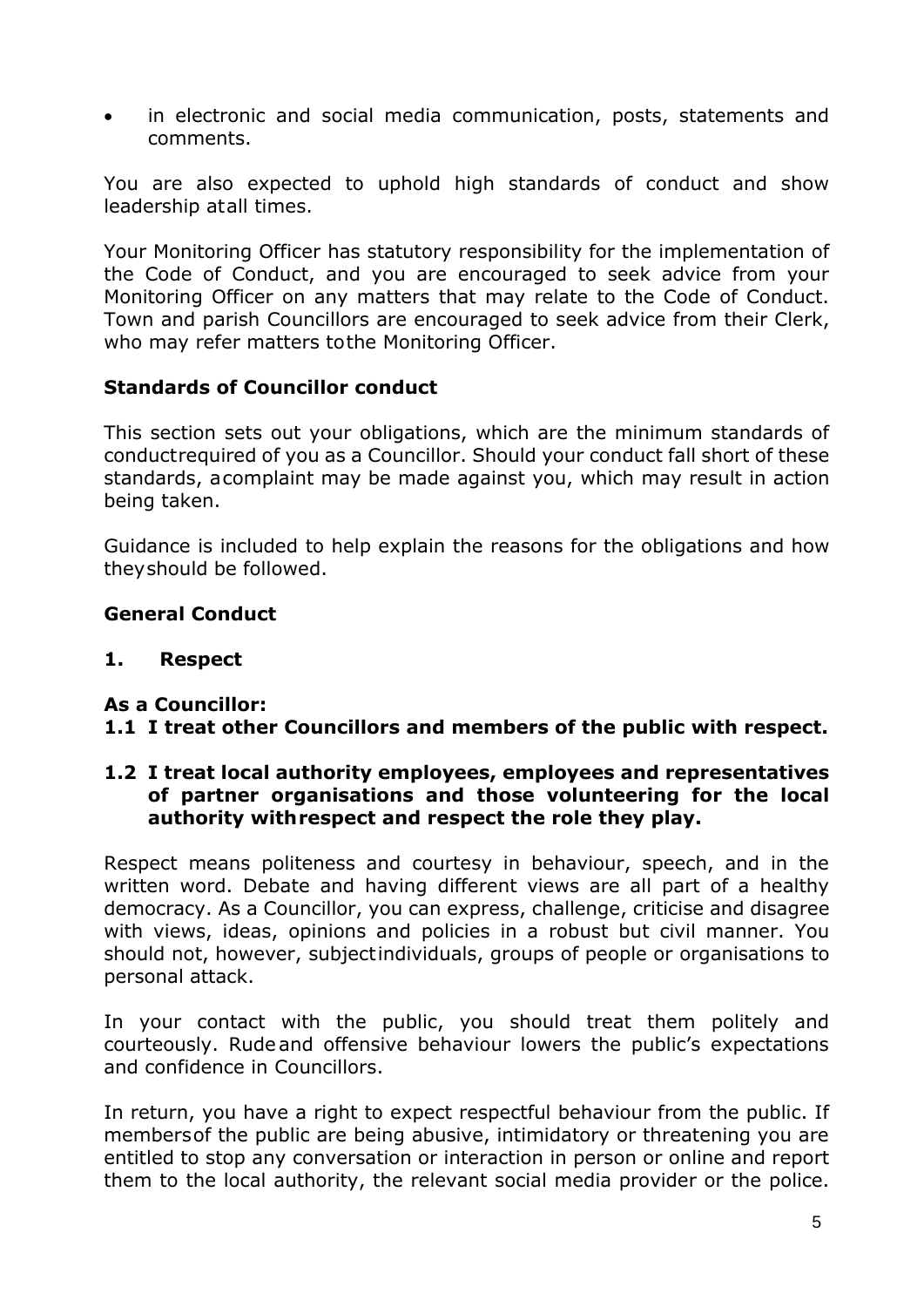- in electronic and social media communication, posts, statements and comments.

You are also expected to uphold high standards of conduct and show leadership at all times.

Your Monitoring Officer has statutory responsibility for the implementation of the Code of Conduct, and you are encouraged to seek advice from your Monitoring Officer on any matters that may relate to the Code of Conduct. Town and parish Councillors are encouraged to seek advice from their Clerk, who may refer matters to the Monitoring Officer.

## Standards of Councillor conduct

This section sets out your obligations, which are the minimum standards of conduct required of you as a Councillor. Should your conduct fall short of these standards, a complaint may be made against you, which may result in action being taken.

Guidance is included to help explain the reasons for the obligations and how they should be followed.

## General Conduct

### 1. Respect

**As a Councillor:**

**1.1 I treat other Councillors and members of the public with respect.**

**1.2 I treat local authority employees, employees and representatives of partner organisations and those volunteering for the local authority with respect and respect the role they play.**

Respect means politeness and courtesy in behaviour, speech, and in the written word. Debate and having different views are all part of a healthy democracy. As a Councillor, you can express, challenge, criticise and disagree with views, ideas, opinions and policies in a robust but civil manner. You should not, however, subject individuals, groups of people or organisations to personal attack.

In your contact with the public, you should treat them politely and courteously. Rude and offensive behaviour lowers the public's expectations and confidence in Councillors.

In return, you have a right to expect respectful behaviour from the public. If members of the public are being abusive, intimidatory or threatening you are entitled to stop any conversation or interaction in person or online and report them to the local authority, the relevant social media provider or the police.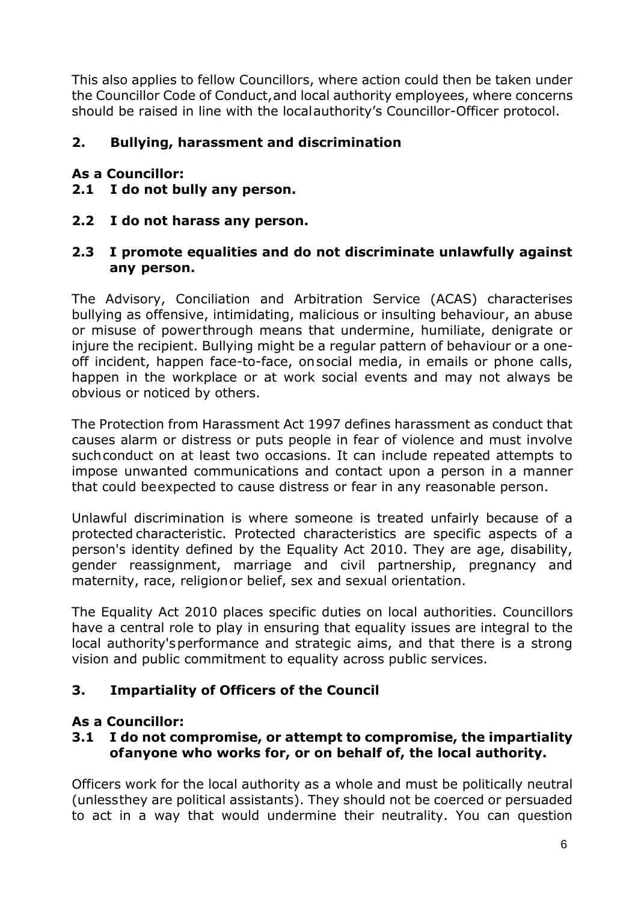This also applies to fellow Councillors, where action could then be taken under the Councillor Code of Conduct, and local authority employees, where concerns should be raised in line with the local authority's Councillor-Officer protocol.

## 2. Bullying, harassment and discrimination

**As a Councillor:**

**2.1 I do not bully any person.**

**2.2 I do not harass any person.**

**2.3 I promote equalities and do not discriminate unlawfully against any person.**

The Advisory, Conciliation and Arbitration Service (ACAS) characterises bullying as offensive, intimidating, malicious or insulting behaviour, an abuse or misuse of power through means that undermine, humiliate, denigrate or injure the recipient. Bullying might be a regular pattern of behaviour or a one-off incident, happen face-to-face, on social media, in emails or phone calls, happen in the workplace or at work social events and may not always be obvious or noticed by others.

The Protection from Harassment Act 1997 defines harassment as conduct that causes alarm or distress or puts people in fear of violence and must involve such conduct on at least two occasions. It can include repeated attempts to impose unwanted communications and contact upon a person in a manner that could be expected to cause distress or fear in any reasonable person.

Unlawful discrimination is where someone is treated unfairly because of a protected characteristic. Protected characteristics are specific aspects of a person's identity defined by the Equality Act 2010. They are age, disability, gender reassignment, marriage and civil partnership, pregnancy and maternity, race, religion or belief, sex and sexual orientation.

The Equality Act 2010 places specific duties on local authorities. Councillors have a central role to play in ensuring that equality issues are integral to the local authority's performance and strategic aims, and that there is a strong vision and public commitment to equality across public services.

## 3. Impartiality of Officers of the Council

**As a Councillor:**

**3.1 I do not compromise, or attempt to compromise, the impartiality of anyone who works for, or on behalf of, the local authority.**

Officers work for the local authority as a whole and must be politically neutral (unless they are political assistants). They should not be coerced or persuaded to act in a way that would undermine their neutrality. You can question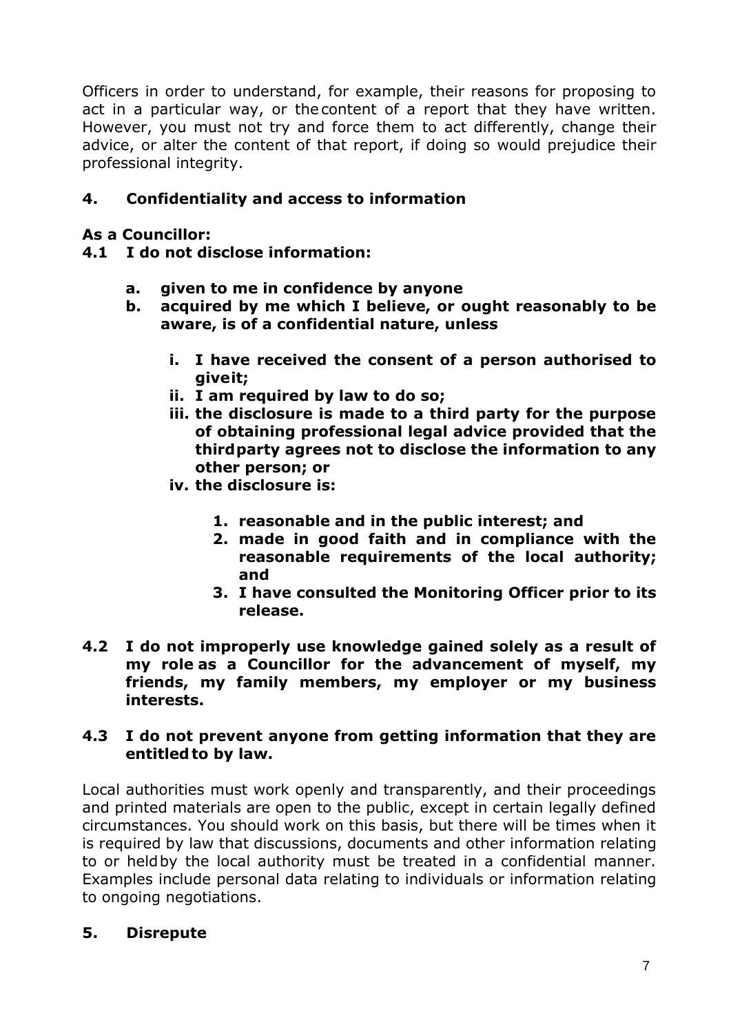Officers in order to understand, for example, their reasons for proposing to act in a particular way, or the content of a report that they have written. However, you must not try and force them to act differently, change their advice, or alter the content of that report, if doing so would prejudice their professional integrity.

## 4. Confidentiality and access to information

**As a Councillor:**

**4.1 I do not disclose information:**

- **a. given to me in confidence by anyone**
- **b. acquired by me which I believe, or ought reasonably to be aware, is of a confidential nature, unless**
    - **i. I have received the consent of a person authorised to give it;**
    - **ii. I am required by law to do so;**
    - **iii. the disclosure is made to a third party for the purpose of obtaining professional legal advice provided that the third party agrees not to disclose the information to any other person; or**
    - **iv. the disclosure is:**
        1. **reasonable and in the public interest; and**
        2. **made in good faith and in compliance with the reasonable requirements of the local authority; and**
        3. **I have consulted the Monitoring Officer prior to its release.**

**4.2 I do not improperly use knowledge gained solely as a result of my role as a Councillor for the advancement of myself, my friends, my family members, my employer or my business interests.**

**4.3 I do not prevent anyone from getting information that they are entitled to by law.**

Local authorities must work openly and transparently, and their proceedings and printed materials are open to the public, except in certain legally defined circumstances. You should work on this basis, but there will be times when it is required by law that discussions, documents and other information relating to or held by the local authority must be treated in a confidential manner. Examples include personal data relating to individuals or information relating to ongoing negotiations.

## 5. Disrepute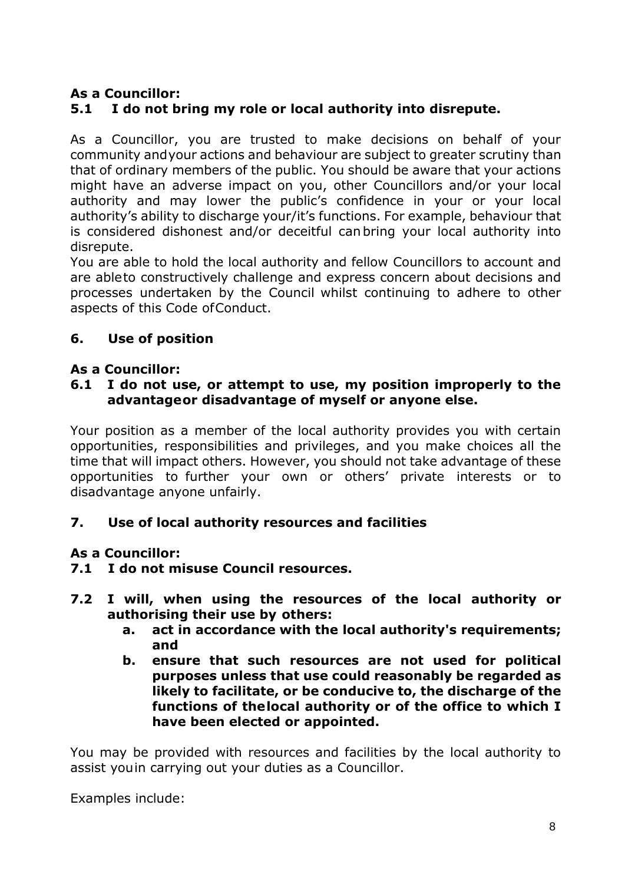**As a Councillor:**

**5.1 I do not bring my role or local authority into disrepute.**

As a Councillor, you are trusted to make decisions on behalf of your community andyour actions and behaviour are subject to greater scrutiny than that of ordinary members of the public. You should be aware that your actions might have an adverse impact on you, other Councillors and/or your local authority and may lower the public's confidence in your or your local authority's ability to discharge your/it's functions. For example, behaviour that is considered dishonest and/or deceitful can bring your local authority into disrepute.

You are able to hold the local authority and fellow Councillors to account and are ableto constructively challenge and express concern about decisions and processes undertaken by the Council whilst continuing to adhere to other aspects of this Code ofConduct.

## 6. Use of position

**As a Councillor:**

**6.1 I do not use, or attempt to use, my position improperly to the advantageor disadvantage of myself or anyone else.**

Your position as a member of the local authority provides you with certain opportunities, responsibilities and privileges, and you make choices all the time that will impact others. However, you should not take advantage of these opportunities to further your own or others' private interests or to disadvantage anyone unfairly.

## 7. Use of local authority resources and facilities

**As a Councillor:**

**7.1 I do not misuse Council resources.**

**7.2 I will, when using the resources of the local authority or authorising their use by others:**

   **a. act in accordance with the local authority's requirements; and**

   **b. ensure that such resources are not used for political purposes unless that use could reasonably be regarded as likely to facilitate, or be conducive to, the discharge of the functions of thelocal authority or of the office to which I have been elected or appointed.**

You may be provided with resources and facilities by the local authority to assist youin carrying out your duties as a Councillor.

Examples include: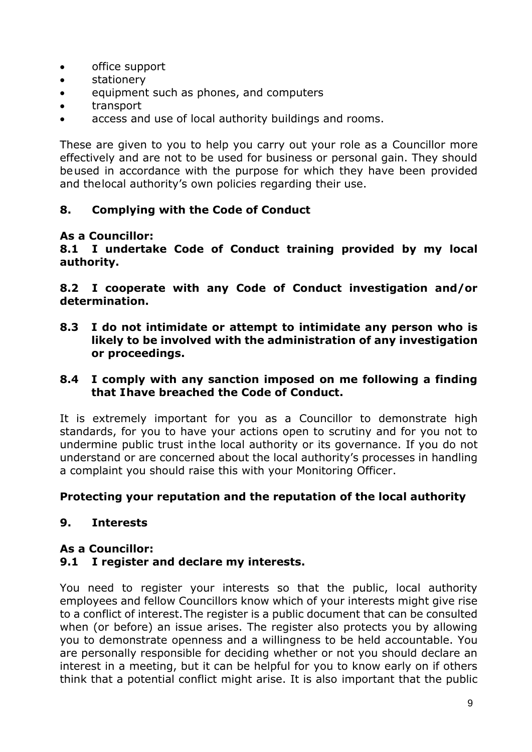- office support
- stationery
- equipment such as phones, and computers
- transport
- access and use of local authority buildings and rooms.

These are given to you to help you carry out your role as a Councillor more effectively and are not to be used for business or personal gain. They should be used in accordance with the purpose for which they have been provided and the local authority's own policies regarding their use.

## 8. Complying with the Code of Conduct

**As a Councillor:**

**8.1 I undertake Code of Conduct training provided by my local authority.**

**8.2 I cooperate with any Code of Conduct investigation and/or determination.**

**8.3 I do not intimidate or attempt to intimidate any person who is likely to be involved with the administration of any investigation or proceedings.**

**8.4 I comply with any sanction imposed on me following a finding that I have breached the Code of Conduct.**

It is extremely important for you as a Councillor to demonstrate high standards, for you to have your actions open to scrutiny and for you not to undermine public trust in the local authority or its governance. If you do not understand or are concerned about the local authority's processes in handling a complaint you should raise this with your Monitoring Officer.

## Protecting your reputation and the reputation of the local authority

## 9. Interests

**As a Councillor:**

**9.1 I register and declare my interests.**

You need to register your interests so that the public, local authority employees and fellow Councillors know which of your interests might give rise to a conflict of interest. The register is a public document that can be consulted when (or before) an issue arises. The register also protects you by allowing you to demonstrate openness and a willingness to be held accountable. You are personally responsible for deciding whether or not you should declare an interest in a meeting, but it can be helpful for you to know early on if others think that a potential conflict might arise. It is also important that the public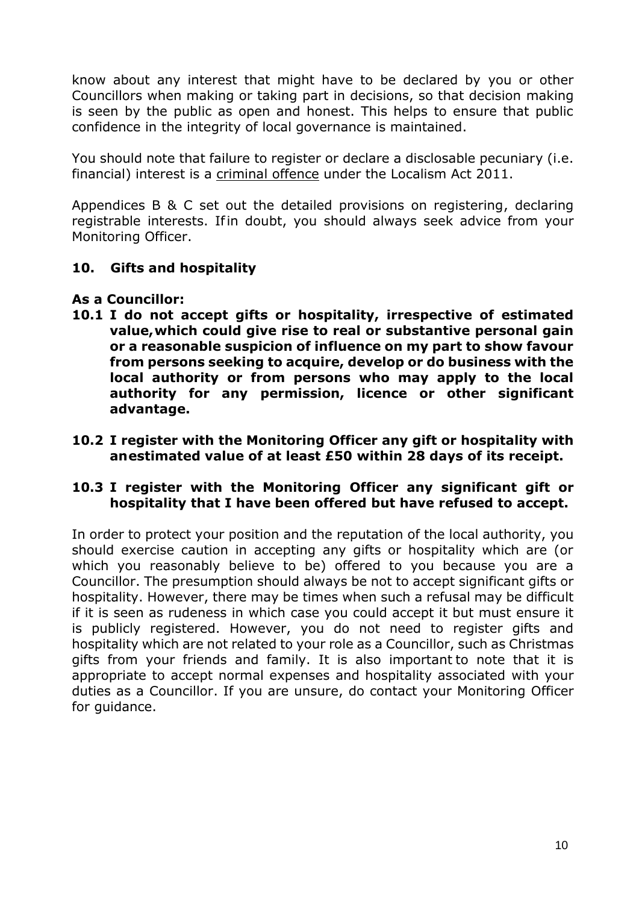know about any interest that might have to be declared by you or other Councillors when making or taking part in decisions, so that decision making is seen by the public as open and honest. This helps to ensure that public confidence in the integrity of local governance is maintained.

You should note that failure to register or declare a disclosable pecuniary (i.e. financial) interest is a criminal offence under the Localism Act 2011.

Appendices B & C set out the detailed provisions on registering, declaring registrable interests. If in doubt, you should always seek advice from your Monitoring Officer.

## 10. Gifts and hospitality

**As a Councillor:**

**10.1 I do not accept gifts or hospitality, irrespective of estimated value, which could give rise to real or substantive personal gain or a reasonable suspicion of influence on my part to show favour from persons seeking to acquire, develop or do business with the local authority or from persons who may apply to the local authority for any permission, licence or other significant advantage.**

**10.2 I register with the Monitoring Officer any gift or hospitality with an estimated value of at least £50 within 28 days of its receipt.**

**10.3 I register with the Monitoring Officer any significant gift or hospitality that I have been offered but have refused to accept.**

In order to protect your position and the reputation of the local authority, you should exercise caution in accepting any gifts or hospitality which are (or which you reasonably believe to be) offered to you because you are a Councillor. The presumption should always be not to accept significant gifts or hospitality. However, there may be times when such a refusal may be difficult if it is seen as rudeness in which case you could accept it but must ensure it is publicly registered. However, you do not need to register gifts and hospitality which are not related to your role as a Councillor, such as Christmas gifts from your friends and family. It is also important to note that it is appropriate to accept normal expenses and hospitality associated with your duties as a Councillor. If you are unsure, do contact your Monitoring Officer for guidance.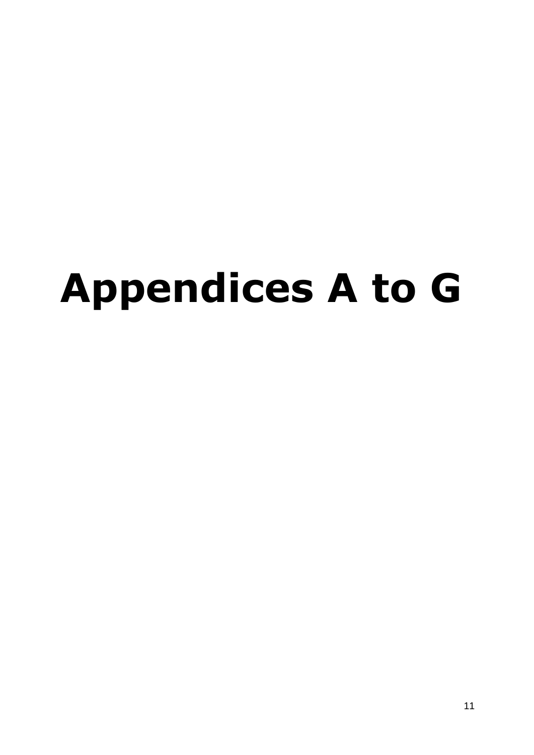# Appendices A to G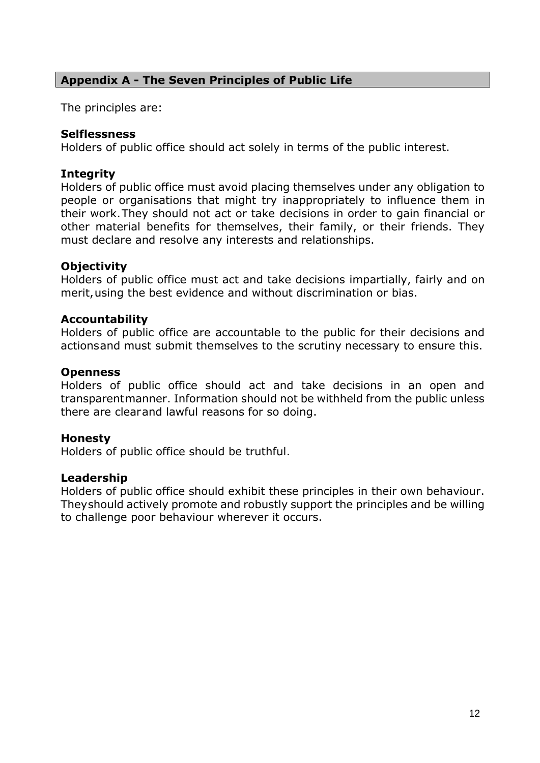## Appendix A - The Seven Principles of Public Life

The principles are:

**Selflessness**
Holders of public office should act solely in terms of the public interest.

**Integrity**
Holders of public office must avoid placing themselves under any obligation to people or organisations that might try inappropriately to influence them in their work. They should not act or take decisions in order to gain financial or other material benefits for themselves, their family, or their friends. They must declare and resolve any interests and relationships.

**Objectivity**
Holders of public office must act and take decisions impartially, fairly and on merit, using the best evidence and without discrimination or bias.

**Accountability**
Holders of public office are accountable to the public for their decisions and actions and must submit themselves to the scrutiny necessary to ensure this.

**Openness**
Holders of public office should act and take decisions in an open and transparent manner. Information should not be withheld from the public unless there are clear and lawful reasons for so doing.

**Honesty**
Holders of public office should be truthful.

**Leadership**
Holders of public office should exhibit these principles in their own behaviour. They should actively promote and robustly support the principles and be willing to challenge poor behaviour wherever it occurs.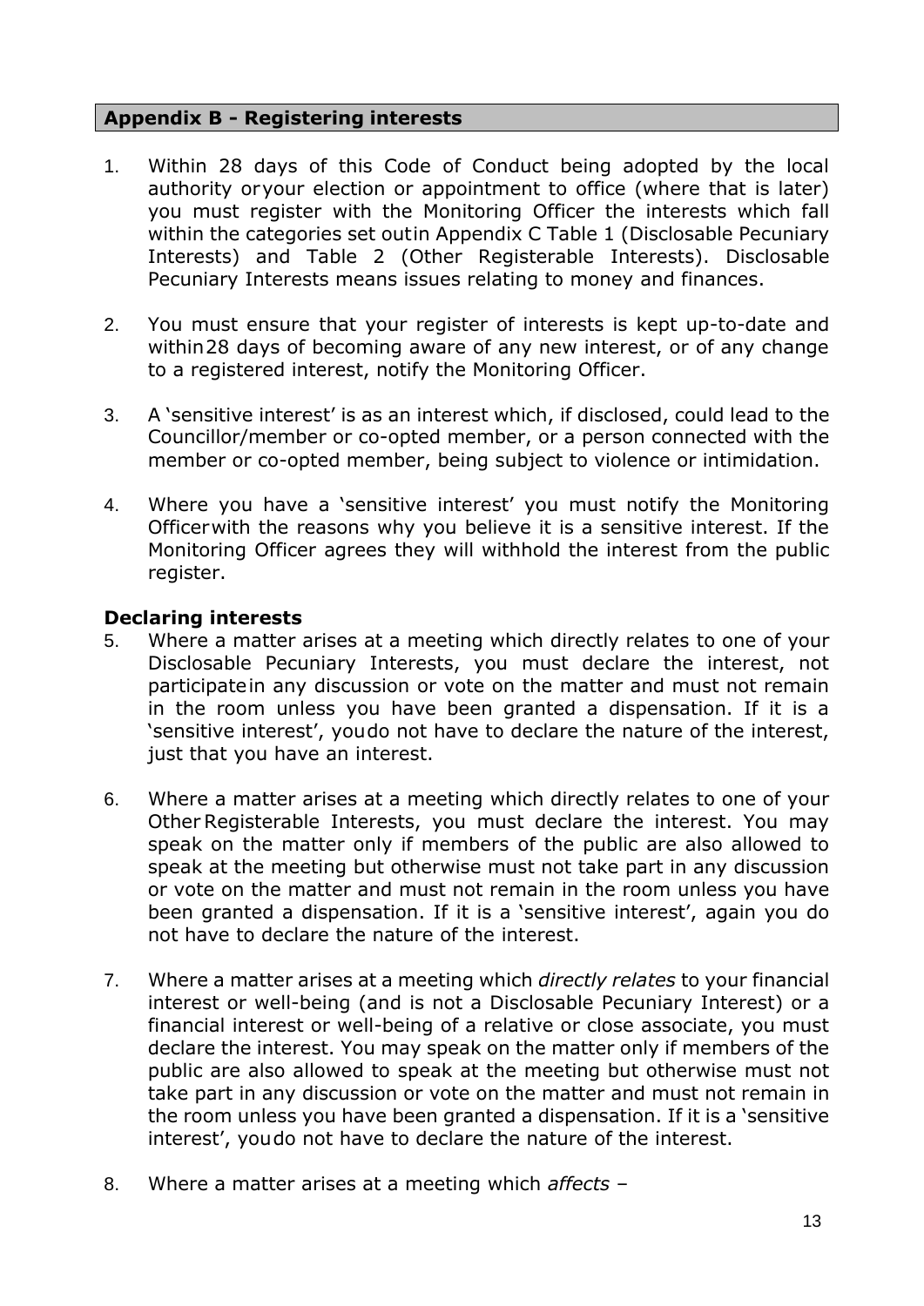## Appendix B - Registering interests

1. Within 28 days of this Code of Conduct being adopted by the local authority oryour election or appointment to office (where that is later) you must register with the Monitoring Officer the interests which fall within the categories set outin Appendix C Table 1 (Disclosable Pecuniary Interests) and Table 2 (Other Registerable Interests). Disclosable Pecuniary Interests means issues relating to money and finances.

2. You must ensure that your register of interests is kept up-to-date and within28 days of becoming aware of any new interest, or of any change to a registered interest, notify the Monitoring Officer.

3. A 'sensitive interest' is as an interest which, if disclosed, could lead to the Councillor/member or co-opted member, or a person connected with the member or co-opted member, being subject to violence or intimidation.

4. Where you have a 'sensitive interest' you must notify the Monitoring Officerwith the reasons why you believe it is a sensitive interest. If the Monitoring Officer agrees they will withhold the interest from the public register.

### Declaring interests

5. Where a matter arises at a meeting which directly relates to one of your Disclosable Pecuniary Interests, you must declare the interest, not participatein any discussion or vote on the matter and must not remain in the room unless you have been granted a dispensation. If it is a 'sensitive interest', youdo not have to declare the nature of the interest, just that you have an interest.

6. Where a matter arises at a meeting which directly relates to one of your Other Registerable Interests, you must declare the interest. You may speak on the matter only if members of the public are also allowed to speak at the meeting but otherwise must not take part in any discussion or vote on the matter and must not remain in the room unless you have been granted a dispensation. If it is a 'sensitive interest', again you do not have to declare the nature of the interest.

7. Where a matter arises at a meeting which *directly relates* to your financial interest or well-being (and is not a Disclosable Pecuniary Interest) or a financial interest or well-being of a relative or close associate, you must declare the interest. You may speak on the matter only if members of the public are also allowed to speak at the meeting but otherwise must not take part in any discussion or vote on the matter and must not remain in the room unless you have been granted a dispensation. If it is a 'sensitive interest', youdo not have to declare the nature of the interest.

8. Where a matter arises at a meeting which *affects* –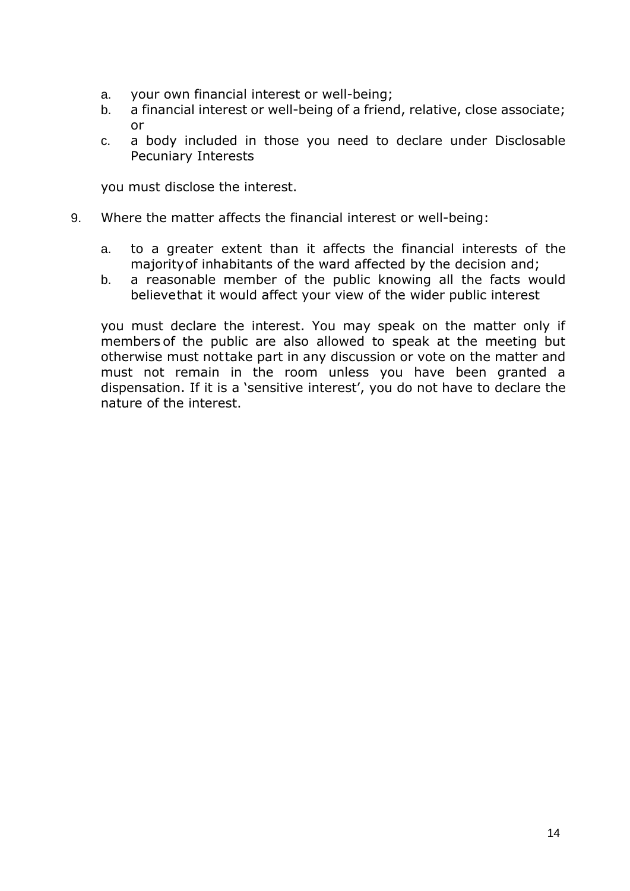a. your own financial interest or well-being;
b. a financial interest or well-being of a friend, relative, close associate; or
c. a body included in those you need to declare under Disclosable Pecuniary Interests

you must disclose the interest.

9. Where the matter affects the financial interest or well-being:

   a. to a greater extent than it affects the financial interests of the majority of inhabitants of the ward affected by the decision and;
   b. a reasonable member of the public knowing all the facts would believe that it would affect your view of the wider public interest

   you must declare the interest. You may speak on the matter only if members of the public are also allowed to speak at the meeting but otherwise must not take part in any discussion or vote on the matter and must not remain in the room unless you have been granted a dispensation. If it is a 'sensitive interest', you do not have to declare the nature of the interest.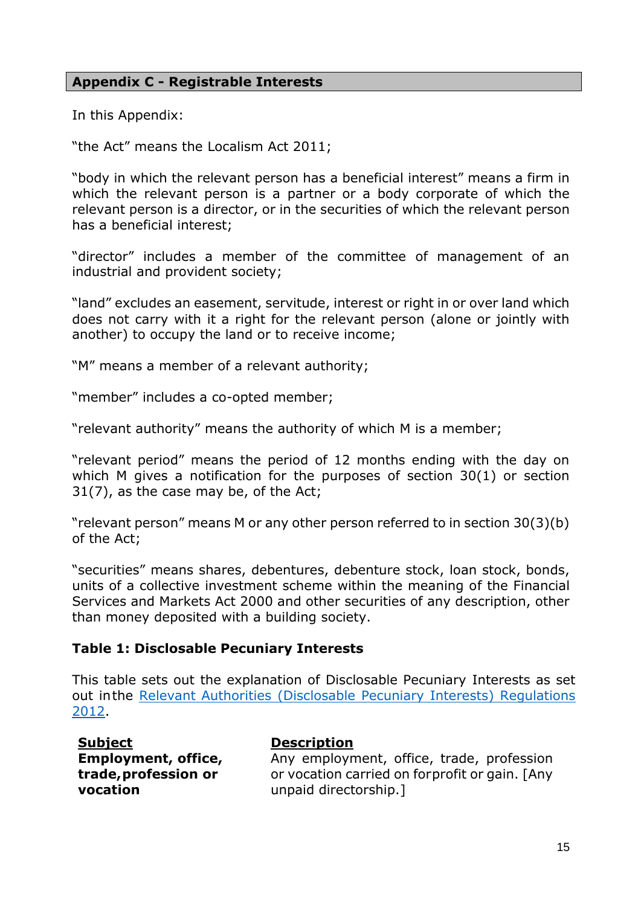## Appendix C - Registrable Interests

In this Appendix:

"the Act" means the Localism Act 2011;

"body in which the relevant person has a beneficial interest" means a firm in which the relevant person is a partner or a body corporate of which the relevant person is a director, or in the securities of which the relevant person has a beneficial interest;

"director" includes a member of the committee of management of an industrial and provident society;

"land" excludes an easement, servitude, interest or right in or over land which does not carry with it a right for the relevant person (alone or jointly with another) to occupy the land or to receive income;

"M" means a member of a relevant authority;

"member" includes a co-opted member;

"relevant authority" means the authority of which M is a member;

"relevant period" means the period of 12 months ending with the day on which M gives a notification for the purposes of section 30(1) or section 31(7), as the case may be, of the Act;

"relevant person" means M or any other person referred to in section 30(3)(b) of the Act;

"securities" means shares, debentures, debenture stock, loan stock, bonds, units of a collective investment scheme within the meaning of the Financial Services and Markets Act 2000 and other securities of any description, other than money deposited with a building society.

### Table 1: Disclosable Pecuniary Interests

This table sets out the explanation of Disclosable Pecuniary Interests as set out in the Relevant Authorities (Disclosable Pecuniary Interests) Regulations 2012.

| Subject | Description |
|---|---|
| **Employment, office, trade, profession or vocation** | Any employment, office, trade, profession or vocation carried on for profit or gain. [Any unpaid directorship.] |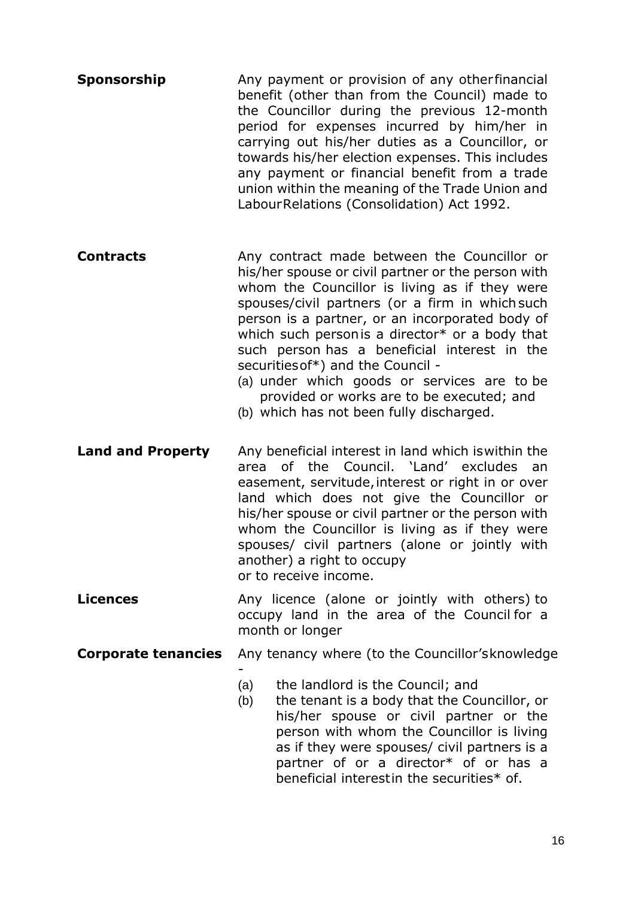| | |
|---|---|
| **Sponsorship** | Any payment or provision of any other financial benefit (other than from the Council) made to the Councillor during the previous 12-month period for expenses incurred by him/her in carrying out his/her duties as a Councillor, or towards his/her election expenses. This includes any payment or financial benefit from a trade union within the meaning of the Trade Union and Labour Relations (Consolidation) Act 1992. |
| **Contracts** | Any contract made between the Councillor or his/her spouse or civil partner or the person with whom the Councillor is living as if they were spouses/civil partners (or a firm in which such person is a partner, or an incorporated body of which such person is a director* or a body that such person has a beneficial interest in the securities of*) and the Council -<br>(a) under which goods or services are to be provided or works are to be executed; and<br>(b) which has not been fully discharged. |
| **Land and Property** | Any beneficial interest in land which is within the area of the Council. 'Land' excludes an easement, servitude, interest or right in or over land which does not give the Councillor or his/her spouse or civil partner or the person with whom the Councillor is living as if they were spouses/ civil partners (alone or jointly with another) a right to occupy or to receive income. |
| **Licences** | Any licence (alone or jointly with others) to occupy land in the area of the Council for a month or longer |
| **Corporate tenancies** | Any tenancy where (to the Councillor's knowledge -<br>(a) the landlord is the Council; and<br>(b) the tenant is a body that the Councillor, or his/her spouse or civil partner or the person with whom the Councillor is living as if they were spouses/ civil partners is a partner of or a director* of or has a beneficial interest in the securities* of. |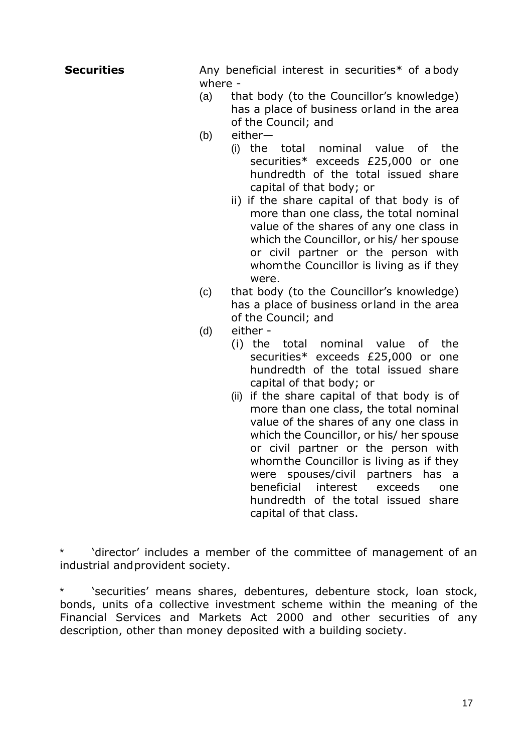| | |
|---|---|
| **Securities** | Any beneficial interest in securities* of a body where -<br>(a) that body (to the Councillor's knowledge) has a place of business or land in the area of the Council; and<br>(b) either—<br>(i) the total nominal value of the securities* exceeds £25,000 or one hundredth of the total issued share capital of that body; or<br>ii) if the share capital of that body is of more than one class, the total nominal value of the shares of any one class in which the Councillor, or his/ her spouse or civil partner or the person with whom the Councillor is living as if they were.<br>(c) that body (to the Councillor's knowledge) has a place of business or land in the area of the Council; and<br>(d) either -<br>(i) the total nominal value of the securities* exceeds £25,000 or one hundredth of the total issued share capital of that body; or<br>(ii) if the share capital of that body is of more than one class, the total nominal value of the shares of any one class in which the Councillor, or his/ her spouse or civil partner or the person with whom the Councillor is living as if they were spouses/civil partners has a beneficial interest exceeds one hundredth of the total issued share capital of that class. |

\* 'director' includes a member of the committee of management of an industrial and provident society.

\* 'securities' means shares, debentures, debenture stock, loan stock, bonds, units of a collective investment scheme within the meaning of the Financial Services and Markets Act 2000 and other securities of any description, other than money deposited with a building society.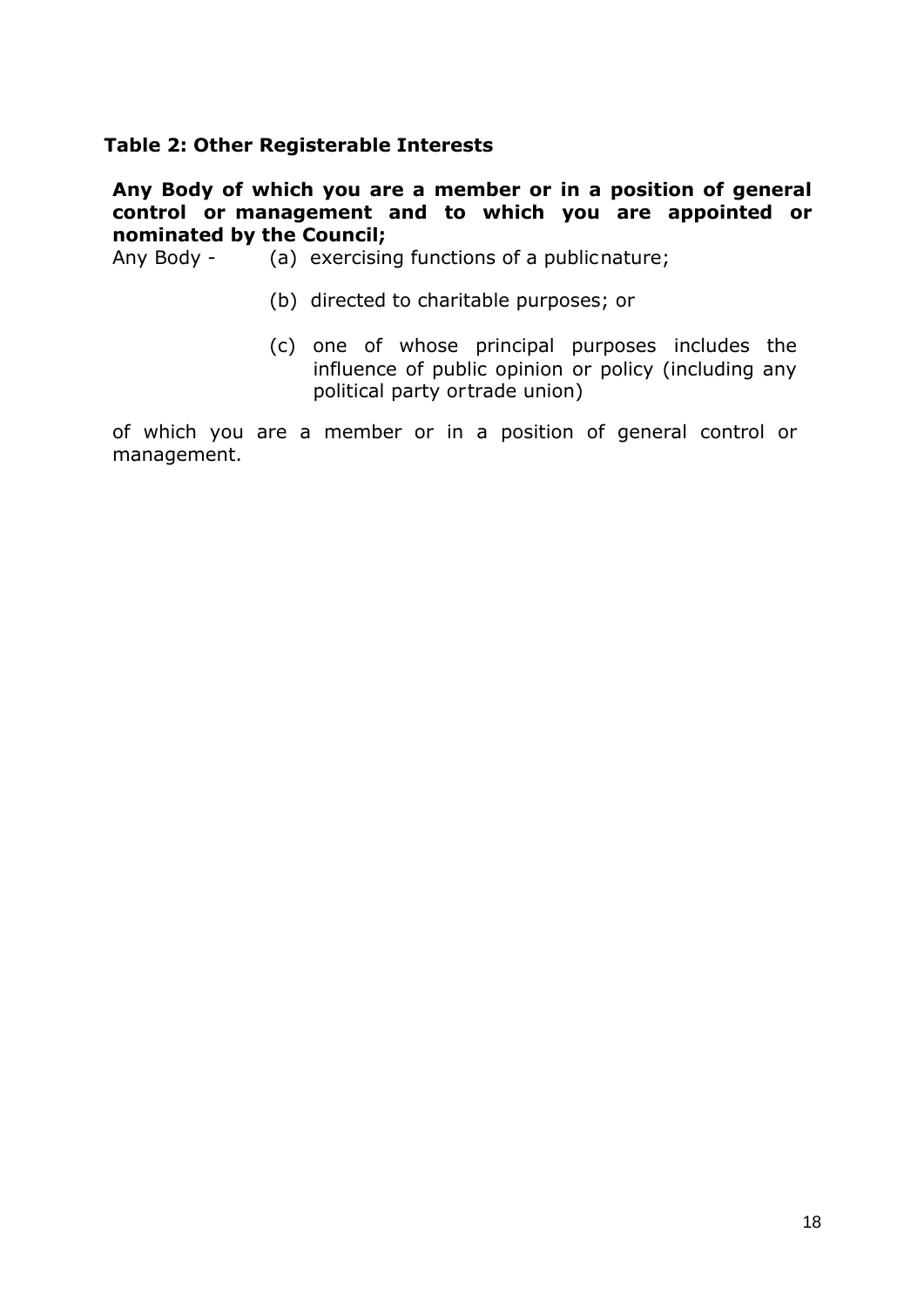**Table 2: Other Registerable Interests**

**Any Body of which you are a member or in a position of general control or management and to which you are appointed or nominated by the Council;**

Any Body - (a) exercising functions of a public nature;

(b) directed to charitable purposes; or

(c) one of whose principal purposes includes the influence of public opinion or policy (including any political party or trade union)

of which you are a member or in a position of general control or management.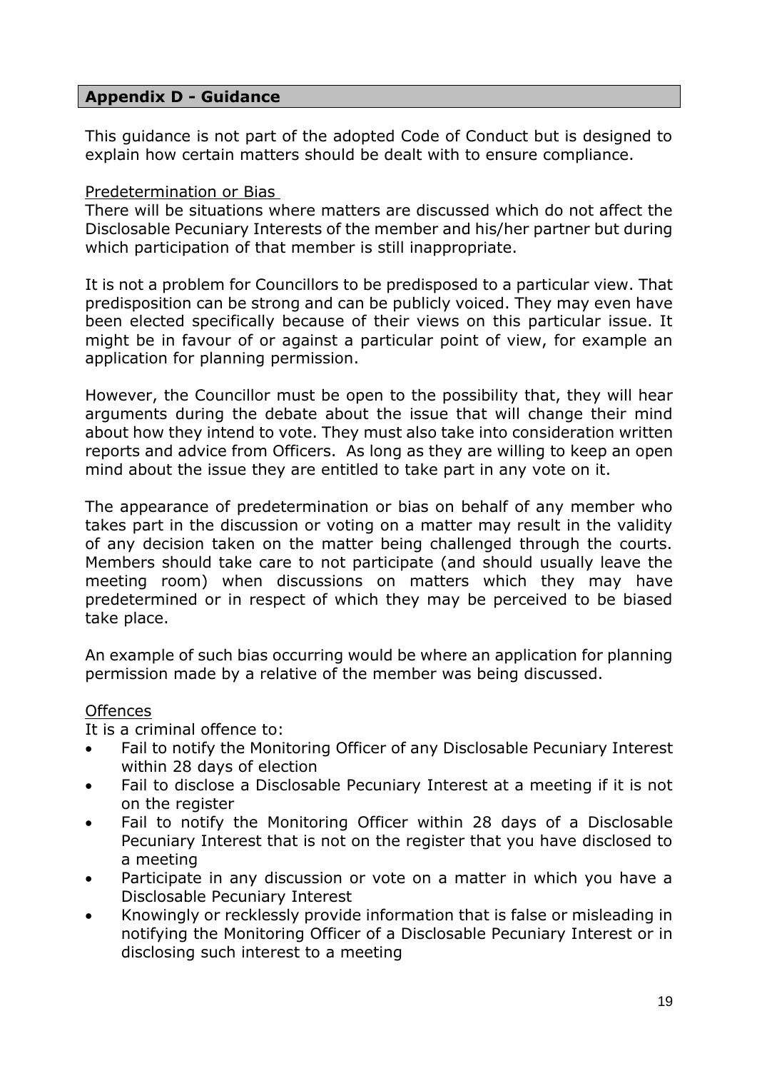## Appendix D - Guidance

This guidance is not part of the adopted Code of Conduct but is designed to explain how certain matters should be dealt with to ensure compliance.

### Predetermination or Bias

There will be situations where matters are discussed which do not affect the Disclosable Pecuniary Interests of the member and his/her partner but during which participation of that member is still inappropriate.

It is not a problem for Councillors to be predisposed to a particular view. That predisposition can be strong and can be publicly voiced. They may even have been elected specifically because of their views on this particular issue. It might be in favour of or against a particular point of view, for example an application for planning permission.

However, the Councillor must be open to the possibility that, they will hear arguments during the debate about the issue that will change their mind about how they intend to vote. They must also take into consideration written reports and advice from Officers. As long as they are willing to keep an open mind about the issue they are entitled to take part in any vote on it.

The appearance of predetermination or bias on behalf of any member who takes part in the discussion or voting on a matter may result in the validity of any decision taken on the matter being challenged through the courts. Members should take care to not participate (and should usually leave the meeting room) when discussions on matters which they may have predetermined or in respect of which they may be perceived to be biased take place.

An example of such bias occurring would be where an application for planning permission made by a relative of the member was being discussed.

### Offences

It is a criminal offence to:

- Fail to notify the Monitoring Officer of any Disclosable Pecuniary Interest within 28 days of election
- Fail to disclose a Disclosable Pecuniary Interest at a meeting if it is not on the register
- Fail to notify the Monitoring Officer within 28 days of a Disclosable Pecuniary Interest that is not on the register that you have disclosed to a meeting
- Participate in any discussion or vote on a matter in which you have a Disclosable Pecuniary Interest
- Knowingly or recklessly provide information that is false or misleading in notifying the Monitoring Officer of a Disclosable Pecuniary Interest or in disclosing such interest to a meeting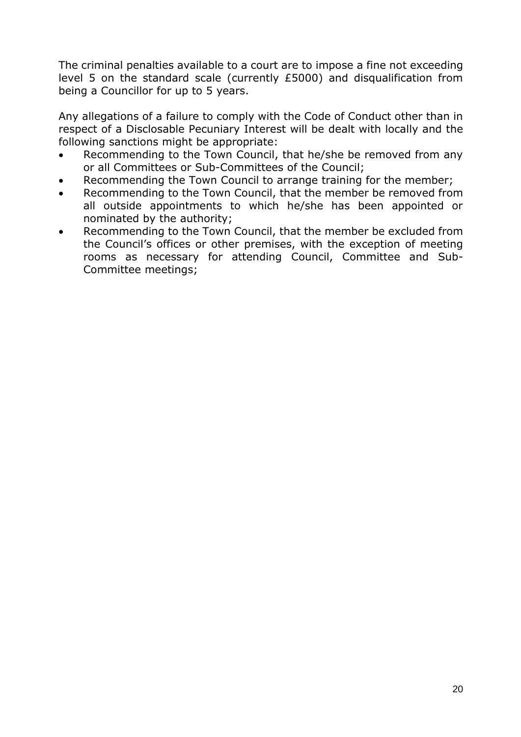The criminal penalties available to a court are to impose a fine not exceeding level 5 on the standard scale (currently £5000) and disqualification from being a Councillor for up to 5 years.

Any allegations of a failure to comply with the Code of Conduct other than in respect of a Disclosable Pecuniary Interest will be dealt with locally and the following sanctions might be appropriate:

- Recommending to the Town Council, that he/she be removed from any or all Committees or Sub-Committees of the Council;
- Recommending the Town Council to arrange training for the member;
- Recommending to the Town Council, that the member be removed from all outside appointments to which he/she has been appointed or nominated by the authority;
- Recommending to the Town Council, that the member be excluded from the Council's offices or other premises, with the exception of meeting rooms as necessary for attending Council, Committee and Sub-Committee meetings;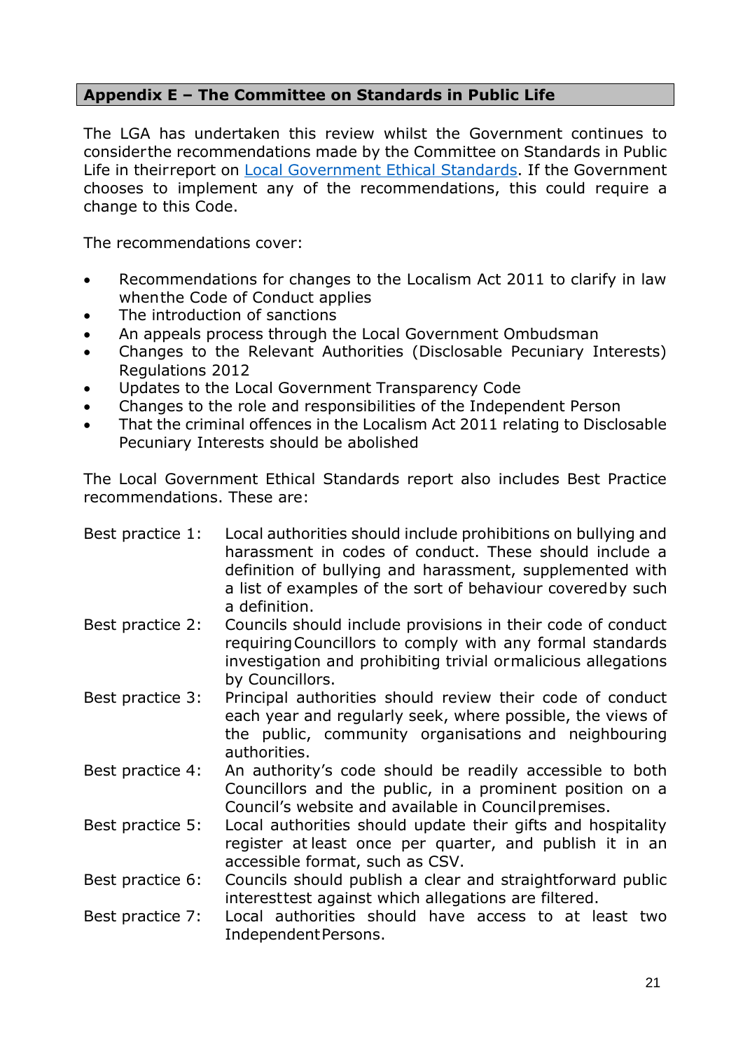## Appendix E – The Committee on Standards in Public Life

The LGA has undertaken this review whilst the Government continues to consider the recommendations made by the Committee on Standards in Public Life in their report on [Local Government Ethical Standards](). If the Government chooses to implement any of the recommendations, this could require a change to this Code.

The recommendations cover:

- Recommendations for changes to the Localism Act 2011 to clarify in law when the Code of Conduct applies
- The introduction of sanctions
- An appeals process through the Local Government Ombudsman
- Changes to the Relevant Authorities (Disclosable Pecuniary Interests) Regulations 2012
- Updates to the Local Government Transparency Code
- Changes to the role and responsibilities of the Independent Person
- That the criminal offences in the Localism Act 2011 relating to Disclosable Pecuniary Interests should be abolished

The Local Government Ethical Standards report also includes Best Practice recommendations. These are:

Best practice 1: Local authorities should include prohibitions on bullying and harassment in codes of conduct. These should include a definition of bullying and harassment, supplemented with a list of examples of the sort of behaviour covered by such a definition.

Best practice 2: Councils should include provisions in their code of conduct requiring Councillors to comply with any formal standards investigation and prohibiting trivial or malicious allegations by Councillors.

Best practice 3: Principal authorities should review their code of conduct each year and regularly seek, where possible, the views of the public, community organisations and neighbouring authorities.

Best practice 4: An authority's code should be readily accessible to both Councillors and the public, in a prominent position on a Council's website and available in Council premises.

Best practice 5: Local authorities should update their gifts and hospitality register at least once per quarter, and publish it in an accessible format, such as CSV.

Best practice 6: Councils should publish a clear and straightforward public interest test against which allegations are filtered.

Best practice 7: Local authorities should have access to at least two Independent Persons.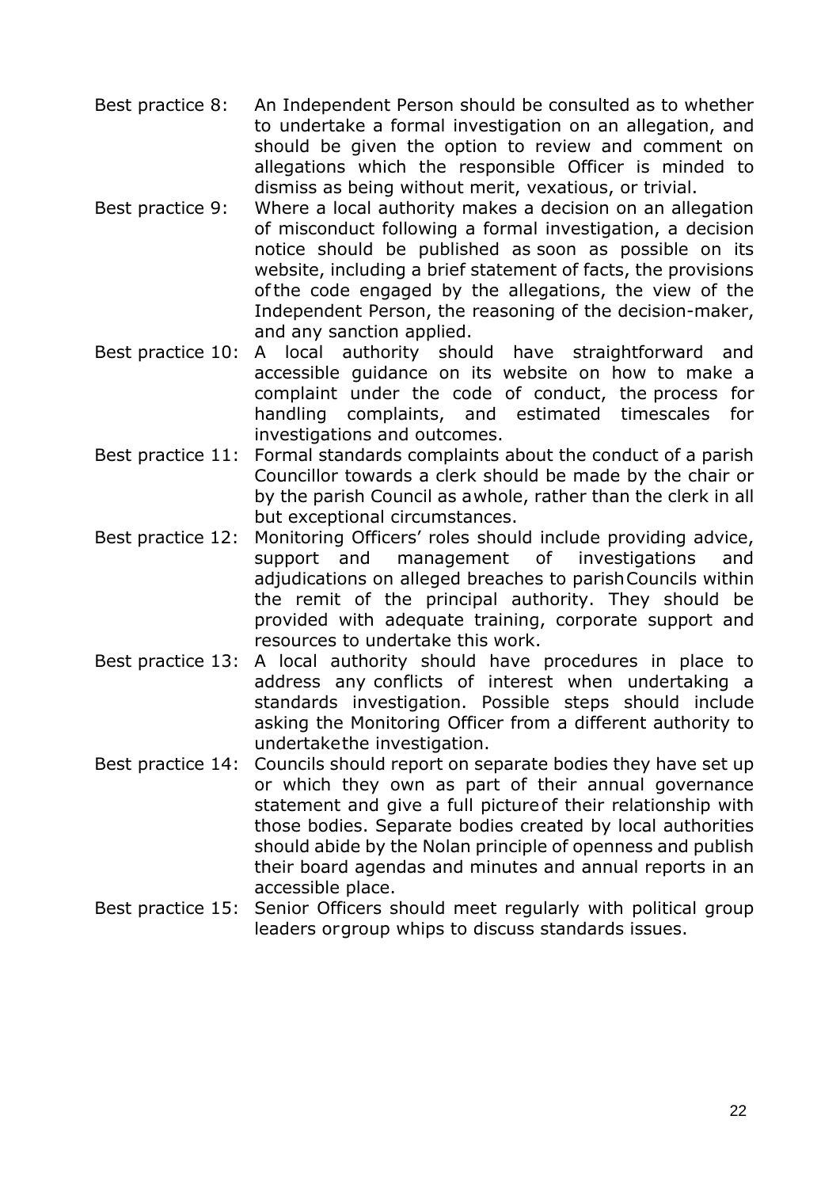Best practice 8: An Independent Person should be consulted as to whether to undertake a formal investigation on an allegation, and should be given the option to review and comment on allegations which the responsible Officer is minded to dismiss as being without merit, vexatious, or trivial.

Best practice 9: Where a local authority makes a decision on an allegation of misconduct following a formal investigation, a decision notice should be published as soon as possible on its website, including a brief statement of facts, the provisions of the code engaged by the allegations, the view of the Independent Person, the reasoning of the decision-maker, and any sanction applied.

Best practice 10: A local authority should have straightforward and accessible guidance on its website on how to make a complaint under the code of conduct, the process for handling complaints, and estimated timescales for investigations and outcomes.

Best practice 11: Formal standards complaints about the conduct of a parish Councillor towards a clerk should be made by the chair or by the parish Council as a whole, rather than the clerk in all but exceptional circumstances.

Best practice 12: Monitoring Officers' roles should include providing advice, support and management of investigations and adjudications on alleged breaches to parish Councils within the remit of the principal authority. They should be provided with adequate training, corporate support and resources to undertake this work.

Best practice 13: A local authority should have procedures in place to address any conflicts of interest when undertaking a standards investigation. Possible steps should include asking the Monitoring Officer from a different authority to undertake the investigation.

Best practice 14: Councils should report on separate bodies they have set up or which they own as part of their annual governance statement and give a full picture of their relationship with those bodies. Separate bodies created by local authorities should abide by the Nolan principle of openness and publish their board agendas and minutes and annual reports in an accessible place.

Best practice 15: Senior Officers should meet regularly with political group leaders or group whips to discuss standards issues.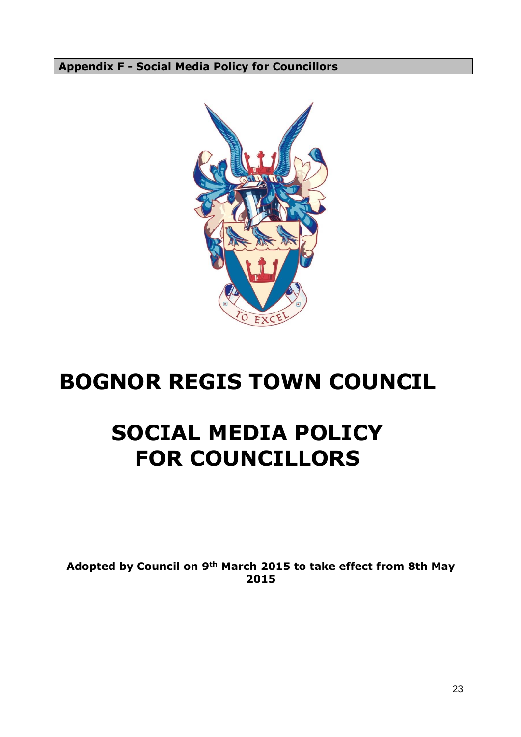**Appendix F - Social Media Policy for Councillors**

# BOGNOR REGIS TOWN COUNCIL

# SOCIAL MEDIA POLICY FOR COUNCILLORS

**Adopted by Council on 9th March 2015 to take effect from 8th May 2015**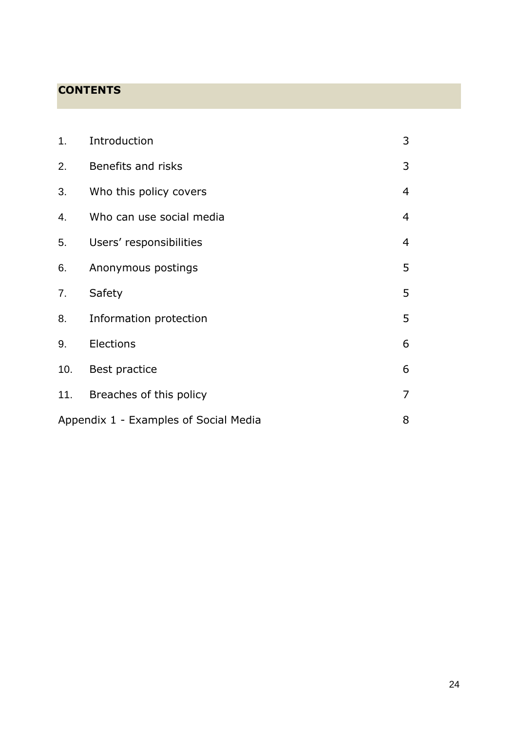## CONTENTS

| | | |
|---|---|---|
| 1. | Introduction | 3 |
| 2. | Benefits and risks | 3 |
| 3. | Who this policy covers | 4 |
| 4. | Who can use social media | 4 |
| 5. | Users' responsibilities | 4 |
| 6. | Anonymous postings | 5 |
| 7. | Safety | 5 |
| 8. | Information protection | 5 |
| 9. | Elections | 6 |
| 10. | Best practice | 6 |
| 11. | Breaches of this policy | 7 |
| Appendix 1 - Examples of Social Media | | 8 |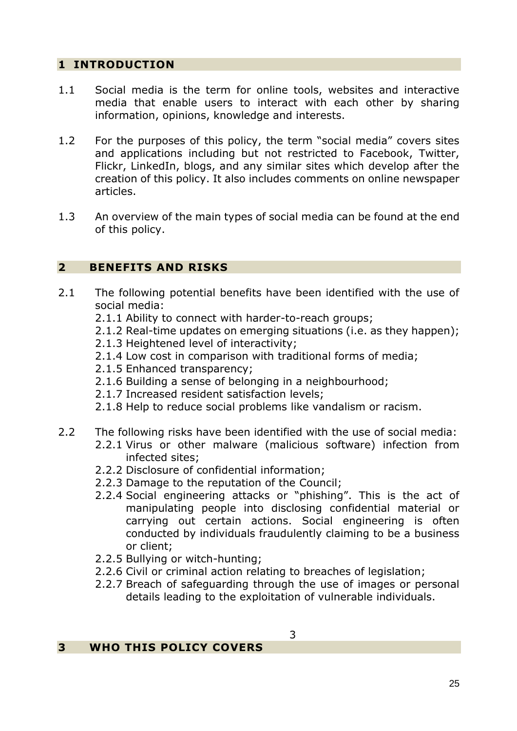## 1 INTRODUCTION

1.1 Social media is the term for online tools, websites and interactive media that enable users to interact with each other by sharing information, opinions, knowledge and interests.

1.2 For the purposes of this policy, the term "social media" covers sites and applications including but not restricted to Facebook, Twitter, Flickr, LinkedIn, blogs, and any similar sites which develop after the creation of this policy. It also includes comments on online newspaper articles.

1.3 An overview of the main types of social media can be found at the end of this policy.

## 2 BENEFITS AND RISKS

2.1 The following potential benefits have been identified with the use of social media:

- 2.1.1 Ability to connect with harder-to-reach groups;
- 2.1.2 Real-time updates on emerging situations (i.e. as they happen);
- 2.1.3 Heightened level of interactivity;
- 2.1.4 Low cost in comparison with traditional forms of media;
- 2.1.5 Enhanced transparency;
- 2.1.6 Building a sense of belonging in a neighbourhood;
- 2.1.7 Increased resident satisfaction levels;
- 2.1.8 Help to reduce social problems like vandalism or racism.

2.2 The following risks have been identified with the use of social media:

- 2.2.1 Virus or other malware (malicious software) infection from infected sites;
- 2.2.2 Disclosure of confidential information;
- 2.2.3 Damage to the reputation of the Council;
- 2.2.4 Social engineering attacks or "phishing". This is the act of manipulating people into disclosing confidential material or carrying out certain actions. Social engineering is often conducted by individuals fraudulently claiming to be a business or client;
- 2.2.5 Bullying or witch-hunting;
- 2.2.6 Civil or criminal action relating to breaches of legislation;
- 2.2.7 Breach of safeguarding through the use of images or personal details leading to the exploitation of vulnerable individuals.

## 3 WHO THIS POLICY COVERS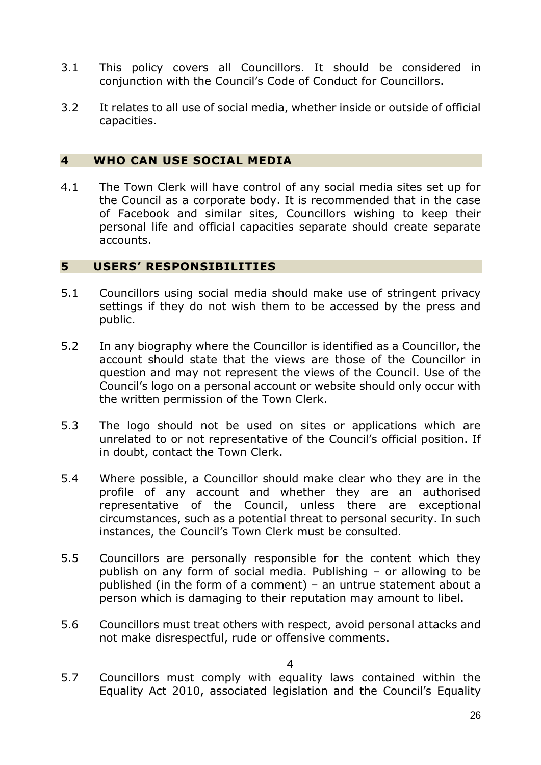3.1 This policy covers all Councillors. It should be considered in conjunction with the Council's Code of Conduct for Councillors.

3.2 It relates to all use of social media, whether inside or outside of official capacities.

## 4 WHO CAN USE SOCIAL MEDIA

4.1 The Town Clerk will have control of any social media sites set up for the Council as a corporate body. It is recommended that in the case of Facebook and similar sites, Councillors wishing to keep their personal life and official capacities separate should create separate accounts.

## 5 USERS' RESPONSIBILITIES

5.1 Councillors using social media should make use of stringent privacy settings if they do not wish them to be accessed by the press and public.

5.2 In any biography where the Councillor is identified as a Councillor, the account should state that the views are those of the Councillor in question and may not represent the views of the Council. Use of the Council's logo on a personal account or website should only occur with the written permission of the Town Clerk.

5.3 The logo should not be used on sites or applications which are unrelated to or not representative of the Council's official position. If in doubt, contact the Town Clerk.

5.4 Where possible, a Councillor should make clear who they are in the profile of any account and whether they are an authorised representative of the Council, unless there are exceptional circumstances, such as a potential threat to personal security. In such instances, the Council's Town Clerk must be consulted.

5.5 Councillors are personally responsible for the content which they publish on any form of social media. Publishing – or allowing to be published (in the form of a comment) – an untrue statement about a person which is damaging to their reputation may amount to libel.

5.6 Councillors must treat others with respect, avoid personal attacks and not make disrespectful, rude or offensive comments.

5.7 Councillors must comply with equality laws contained within the Equality Act 2010, associated legislation and the Council's Equality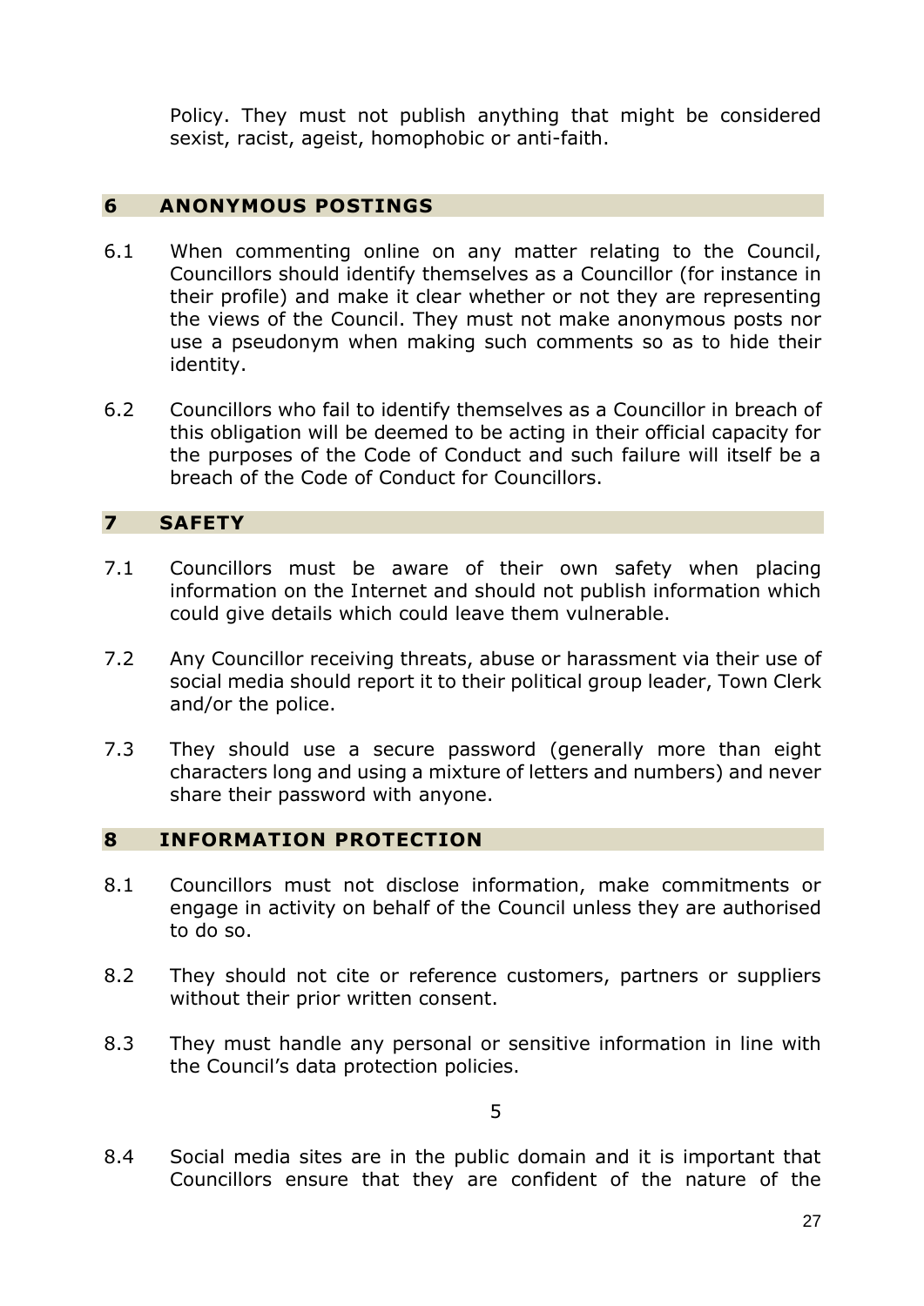Policy. They must not publish anything that might be considered sexist, racist, ageist, homophobic or anti-faith.

## 6 ANONYMOUS POSTINGS

6.1 When commenting online on any matter relating to the Council, Councillors should identify themselves as a Councillor (for instance in their profile) and make it clear whether or not they are representing the views of the Council. They must not make anonymous posts nor use a pseudonym when making such comments so as to hide their identity.

6.2 Councillors who fail to identify themselves as a Councillor in breach of this obligation will be deemed to be acting in their official capacity for the purposes of the Code of Conduct and such failure will itself be a breach of the Code of Conduct for Councillors.

## 7 SAFETY

7.1 Councillors must be aware of their own safety when placing information on the Internet and should not publish information which could give details which could leave them vulnerable.

7.2 Any Councillor receiving threats, abuse or harassment via their use of social media should report it to their political group leader, Town Clerk and/or the police.

7.3 They should use a secure password (generally more than eight characters long and using a mixture of letters and numbers) and never share their password with anyone.

## 8 INFORMATION PROTECTION

8.1 Councillors must not disclose information, make commitments or engage in activity on behalf of the Council unless they are authorised to do so.

8.2 They should not cite or reference customers, partners or suppliers without their prior written consent.

8.3 They must handle any personal or sensitive information in line with the Council's data protection policies.

8.4 Social media sites are in the public domain and it is important that Councillors ensure that they are confident of the nature of the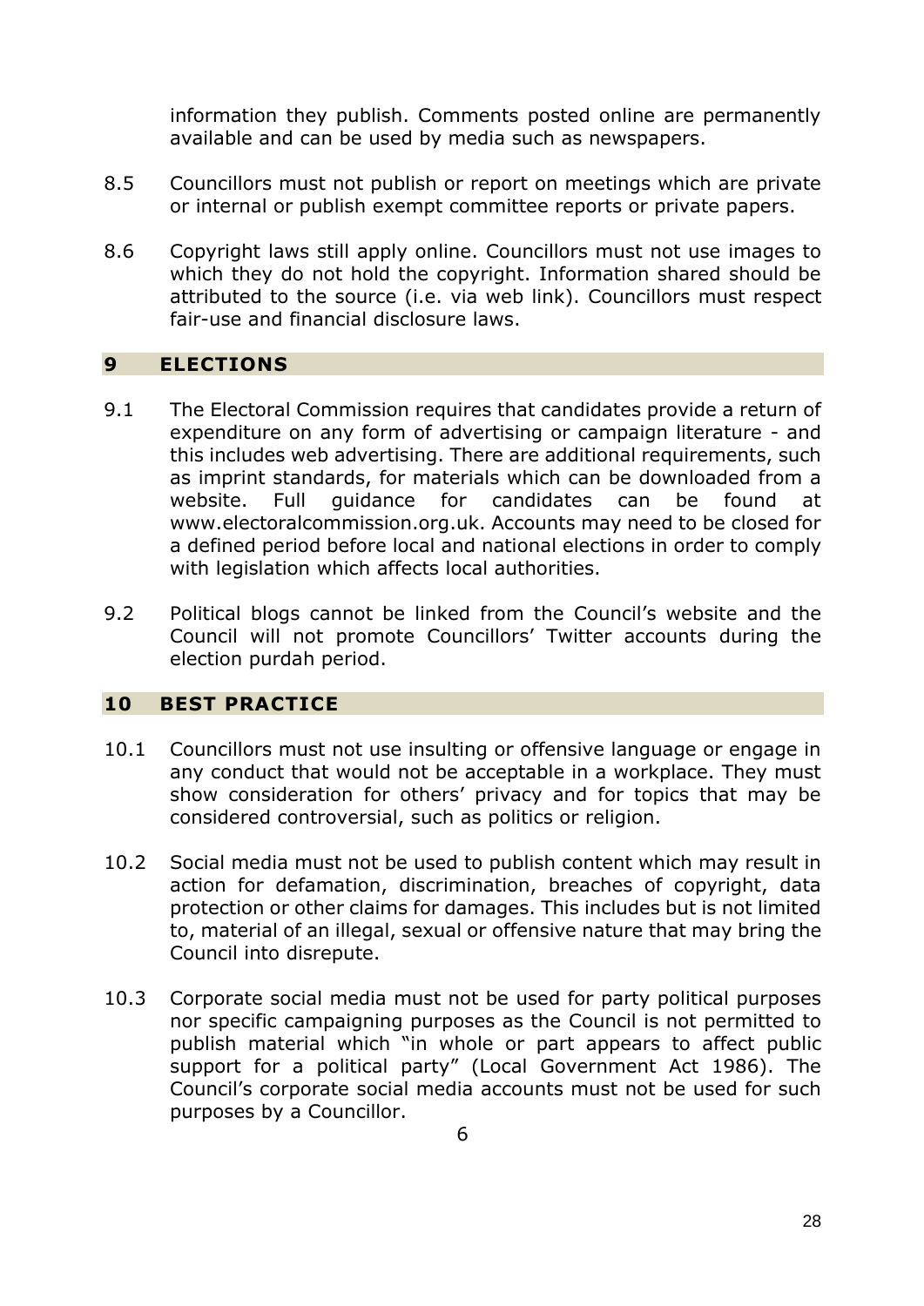information they publish. Comments posted online are permanently available and can be used by media such as newspapers.

8.5 Councillors must not publish or report on meetings which are private or internal or publish exempt committee reports or private papers.

8.6 Copyright laws still apply online. Councillors must not use images to which they do not hold the copyright. Information shared should be attributed to the source (i.e. via web link). Councillors must respect fair-use and financial disclosure laws.

## 9 ELECTIONS

9.1 The Electoral Commission requires that candidates provide a return of expenditure on any form of advertising or campaign literature - and this includes web advertising. There are additional requirements, such as imprint standards, for materials which can be downloaded from a website. Full guidance for candidates can be found at www.electoralcommission.org.uk. Accounts may need to be closed for a defined period before local and national elections in order to comply with legislation which affects local authorities.

9.2 Political blogs cannot be linked from the Council's website and the Council will not promote Councillors' Twitter accounts during the election purdah period.

## 10 BEST PRACTICE

10.1 Councillors must not use insulting or offensive language or engage in any conduct that would not be acceptable in a workplace. They must show consideration for others' privacy and for topics that may be considered controversial, such as politics or religion.

10.2 Social media must not be used to publish content which may result in action for defamation, discrimination, breaches of copyright, data protection or other claims for damages. This includes but is not limited to, material of an illegal, sexual or offensive nature that may bring the Council into disrepute.

10.3 Corporate social media must not be used for party political purposes nor specific campaigning purposes as the Council is not permitted to publish material which "in whole or part appears to affect public support for a political party" (Local Government Act 1986). The Council's corporate social media accounts must not be used for such purposes by a Councillor.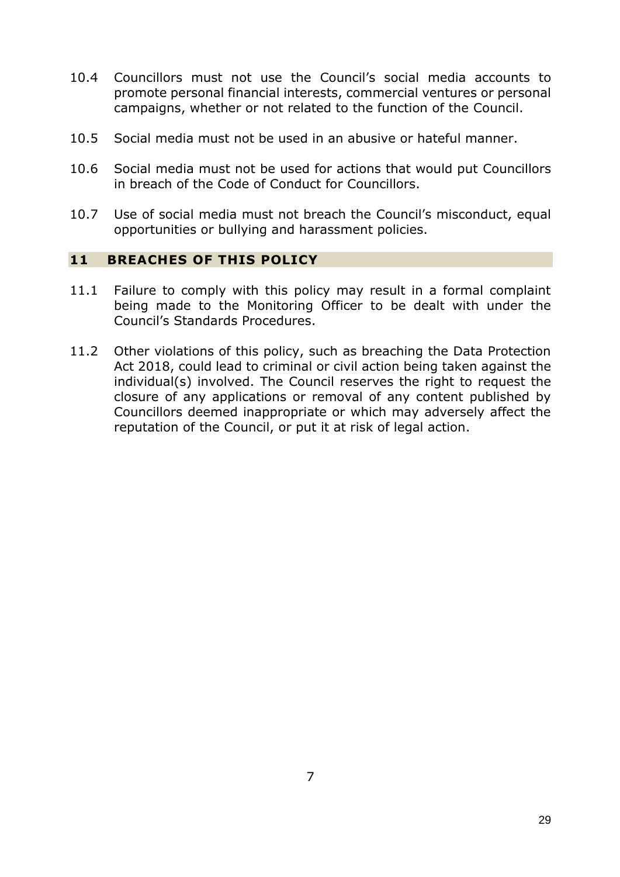10.4 Councillors must not use the Council's social media accounts to promote personal financial interests, commercial ventures or personal campaigns, whether or not related to the function of the Council.

10.5 Social media must not be used in an abusive or hateful manner.

10.6 Social media must not be used for actions that would put Councillors in breach of the Code of Conduct for Councillors.

10.7 Use of social media must not breach the Council's misconduct, equal opportunities or bullying and harassment policies.

## 11 BREACHES OF THIS POLICY

11.1 Failure to comply with this policy may result in a formal complaint being made to the Monitoring Officer to be dealt with under the Council's Standards Procedures.

11.2 Other violations of this policy, such as breaching the Data Protection Act 2018, could lead to criminal or civil action being taken against the individual(s) involved. The Council reserves the right to request the closure of any applications or removal of any content published by Councillors deemed inappropriate or which may adversely affect the reputation of the Council, or put it at risk of legal action.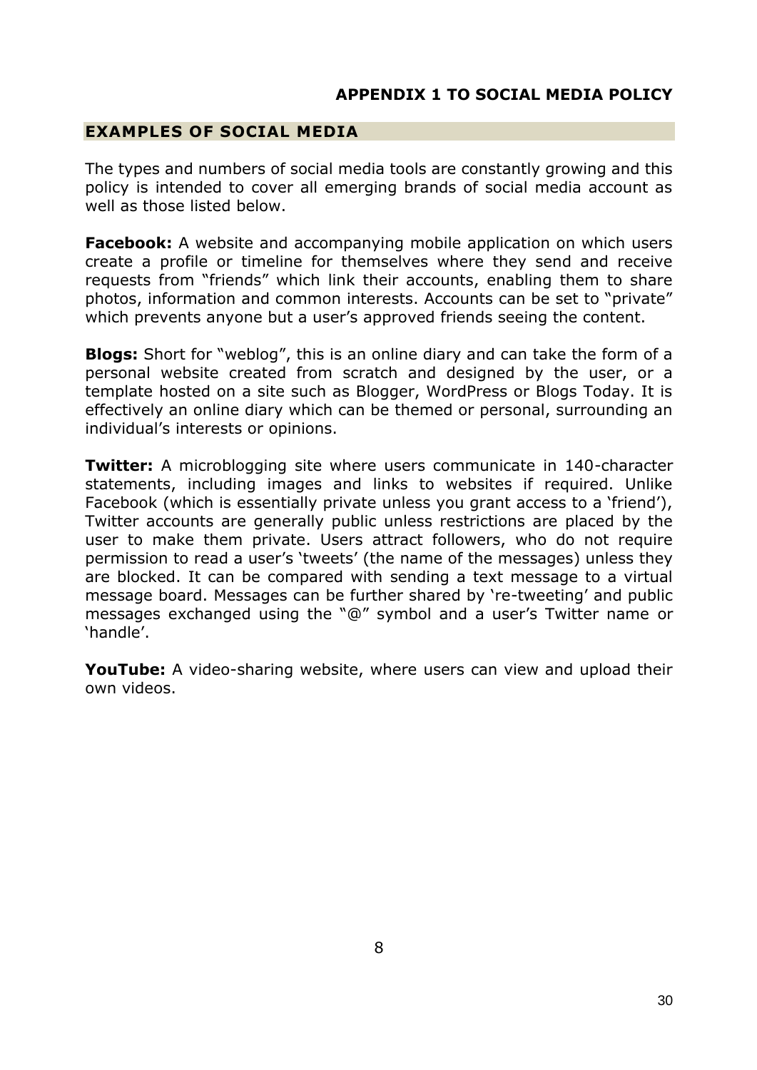**APPENDIX 1 TO SOCIAL MEDIA POLICY**

## EXAMPLES OF SOCIAL MEDIA

The types and numbers of social media tools are constantly growing and this policy is intended to cover all emerging brands of social media account as well as those listed below.

**Facebook:** A website and accompanying mobile application on which users create a profile or timeline for themselves where they send and receive requests from "friends" which link their accounts, enabling them to share photos, information and common interests. Accounts can be set to "private" which prevents anyone but a user's approved friends seeing the content.

**Blogs:** Short for "weblog", this is an online diary and can take the form of a personal website created from scratch and designed by the user, or a template hosted on a site such as Blogger, WordPress or Blogs Today. It is effectively an online diary which can be themed or personal, surrounding an individual's interests or opinions.

**Twitter:** A microblogging site where users communicate in 140-character statements, including images and links to websites if required. Unlike Facebook (which is essentially private unless you grant access to a 'friend'), Twitter accounts are generally public unless restrictions are placed by the user to make them private. Users attract followers, who do not require permission to read a user's 'tweets' (the name of the messages) unless they are blocked. It can be compared with sending a text message to a virtual message board. Messages can be further shared by 're-tweeting' and public messages exchanged using the "@" symbol and a user's Twitter name or 'handle'.

**YouTube:** A video-sharing website, where users can view and upload their own videos.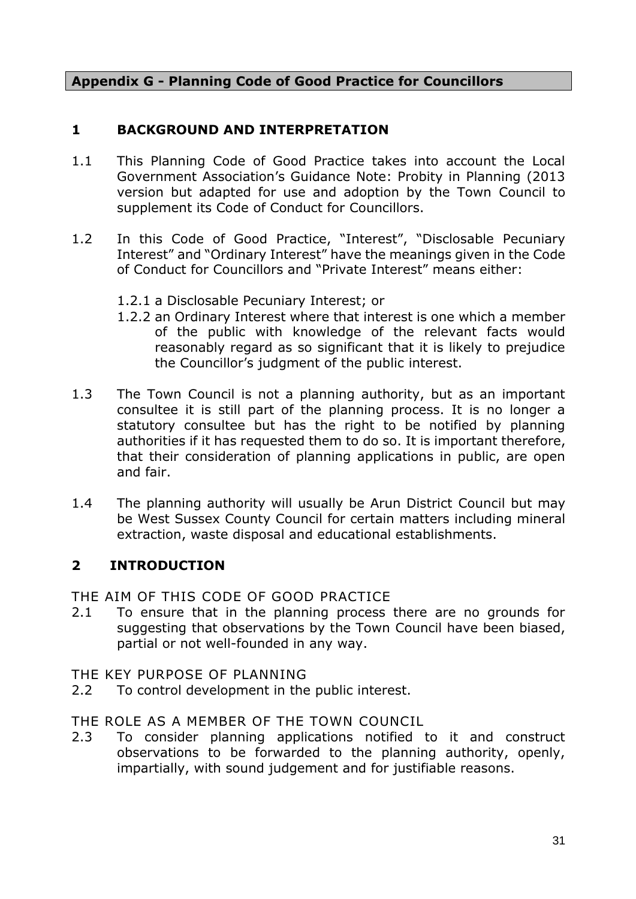## Appendix G - Planning Code of Good Practice for Councillors

### 1 BACKGROUND AND INTERPRETATION

1.1 This Planning Code of Good Practice takes into account the Local Government Association's Guidance Note: Probity in Planning (2013 version but adapted for use and adoption by the Town Council to supplement its Code of Conduct for Councillors.

1.2 In this Code of Good Practice, "Interest", "Disclosable Pecuniary Interest" and "Ordinary Interest" have the meanings given in the Code of Conduct for Councillors and "Private Interest" means either:

1.2.1 a Disclosable Pecuniary Interest; or

1.2.2 an Ordinary Interest where that interest is one which a member of the public with knowledge of the relevant facts would reasonably regard as so significant that it is likely to prejudice the Councillor's judgment of the public interest.

1.3 The Town Council is not a planning authority, but as an important consultee it is still part of the planning process. It is no longer a statutory consultee but has the right to be notified by planning authorities if it has requested them to do so. It is important therefore, that their consideration of planning applications in public, are open and fair.

1.4 The planning authority will usually be Arun District Council but may be West Sussex County Council for certain matters including mineral extraction, waste disposal and educational establishments.

### 2 INTRODUCTION

THE AIM OF THIS CODE OF GOOD PRACTICE

2.1 To ensure that in the planning process there are no grounds for suggesting that observations by the Town Council have been biased, partial or not well-founded in any way.

THE KEY PURPOSE OF PLANNING

2.2 To control development in the public interest.

THE ROLE AS A MEMBER OF THE TOWN COUNCIL

2.3 To consider planning applications notified to it and construct observations to be forwarded to the planning authority, openly, impartially, with sound judgement and for justifiable reasons.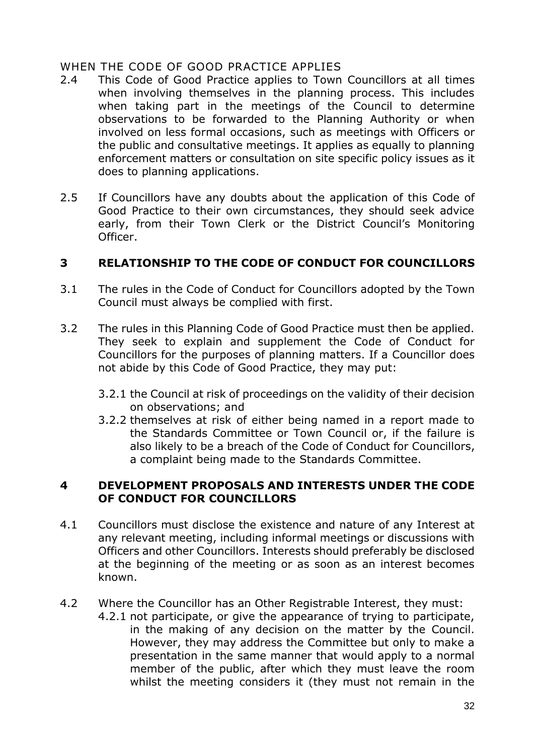WHEN THE CODE OF GOOD PRACTICE APPLIES

2.4 This Code of Good Practice applies to Town Councillors at all times when involving themselves in the planning process. This includes when taking part in the meetings of the Council to determine observations to be forwarded to the Planning Authority or when involved on less formal occasions, such as meetings with Officers or the public and consultative meetings. It applies as equally to planning enforcement matters or consultation on site specific policy issues as it does to planning applications.

2.5 If Councillors have any doubts about the application of this Code of Good Practice to their own circumstances, they should seek advice early, from their Town Clerk or the District Council's Monitoring Officer.

## 3 RELATIONSHIP TO THE CODE OF CONDUCT FOR COUNCILLORS

3.1 The rules in the Code of Conduct for Councillors adopted by the Town Council must always be complied with first.

3.2 The rules in this Planning Code of Good Practice must then be applied. They seek to explain and supplement the Code of Conduct for Councillors for the purposes of planning matters. If a Councillor does not abide by this Code of Good Practice, they may put:

- 3.2.1 the Council at risk of proceedings on the validity of their decision on observations; and
- 3.2.2 themselves at risk of either being named in a report made to the Standards Committee or Town Council or, if the failure is also likely to be a breach of the Code of Conduct for Councillors, a complaint being made to the Standards Committee.

## 4 DEVELOPMENT PROPOSALS AND INTERESTS UNDER THE CODE OF CONDUCT FOR COUNCILLORS

4.1 Councillors must disclose the existence and nature of any Interest at any relevant meeting, including informal meetings or discussions with Officers and other Councillors. Interests should preferably be disclosed at the beginning of the meeting or as soon as an interest becomes known.

4.2 Where the Councillor has an Other Registrable Interest, they must:

- 4.2.1 not participate, or give the appearance of trying to participate, in the making of any decision on the matter by the Council. However, they may address the Committee but only to make a presentation in the same manner that would apply to a normal member of the public, after which they must leave the room whilst the meeting considers it (they must not remain in the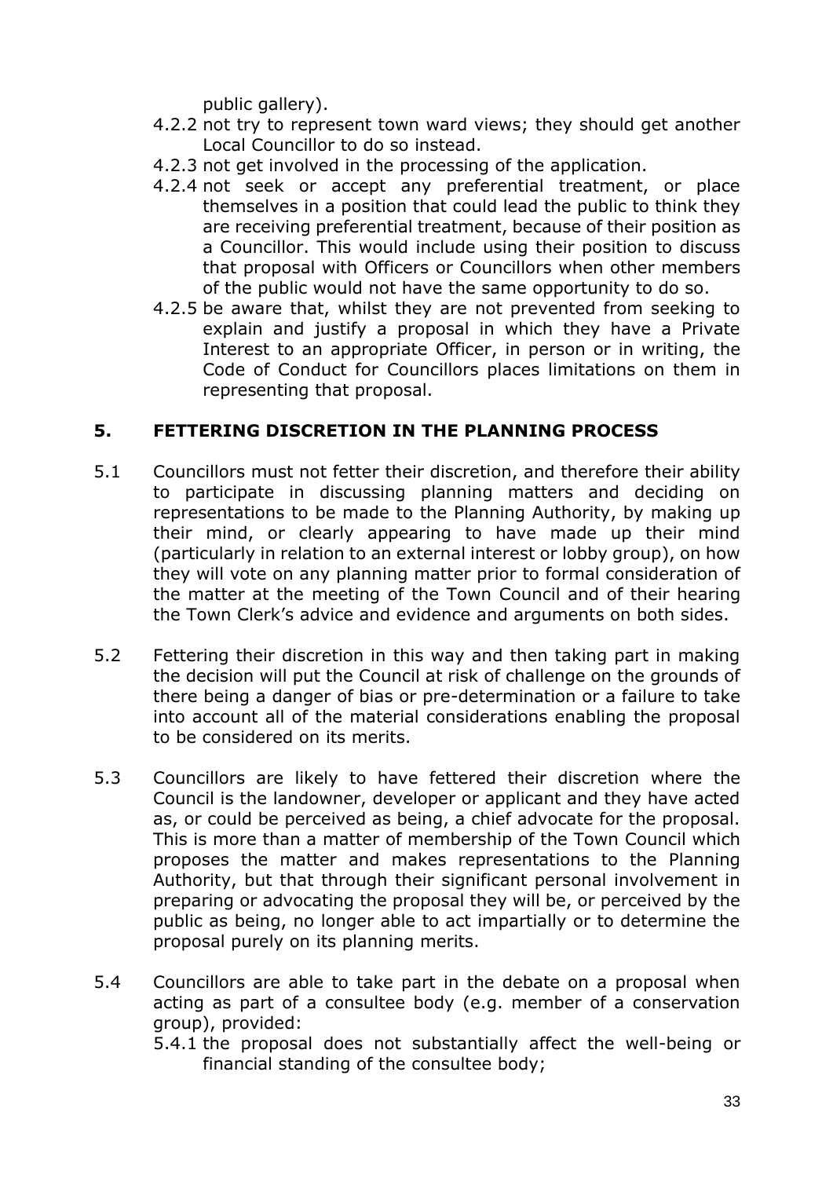public gallery).

4.2.2 not try to represent town ward views; they should get another Local Councillor to do so instead.

4.2.3 not get involved in the processing of the application.

4.2.4 not seek or accept any preferential treatment, or place themselves in a position that could lead the public to think they are receiving preferential treatment, because of their position as a Councillor. This would include using their position to discuss that proposal with Officers or Councillors when other members of the public would not have the same opportunity to do so.

4.2.5 be aware that, whilst they are not prevented from seeking to explain and justify a proposal in which they have a Private Interest to an appropriate Officer, in person or in writing, the Code of Conduct for Councillors places limitations on them in representing that proposal.

## 5. FETTERING DISCRETION IN THE PLANNING PROCESS

5.1 Councillors must not fetter their discretion, and therefore their ability to participate in discussing planning matters and deciding on representations to be made to the Planning Authority, by making up their mind, or clearly appearing to have made up their mind (particularly in relation to an external interest or lobby group), on how they will vote on any planning matter prior to formal consideration of the matter at the meeting of the Town Council and of their hearing the Town Clerk's advice and evidence and arguments on both sides.

5.2 Fettering their discretion in this way and then taking part in making the decision will put the Council at risk of challenge on the grounds of there being a danger of bias or pre-determination or a failure to take into account all of the material considerations enabling the proposal to be considered on its merits.

5.3 Councillors are likely to have fettered their discretion where the Council is the landowner, developer or applicant and they have acted as, or could be perceived as being, a chief advocate for the proposal. This is more than a matter of membership of the Town Council which proposes the matter and makes representations to the Planning Authority, but that through their significant personal involvement in preparing or advocating the proposal they will be, or perceived by the public as being, no longer able to act impartially or to determine the proposal purely on its planning merits.

5.4 Councillors are able to take part in the debate on a proposal when acting as part of a consultee body (e.g. member of a conservation group), provided:

5.4.1 the proposal does not substantially affect the well-being or financial standing of the consultee body;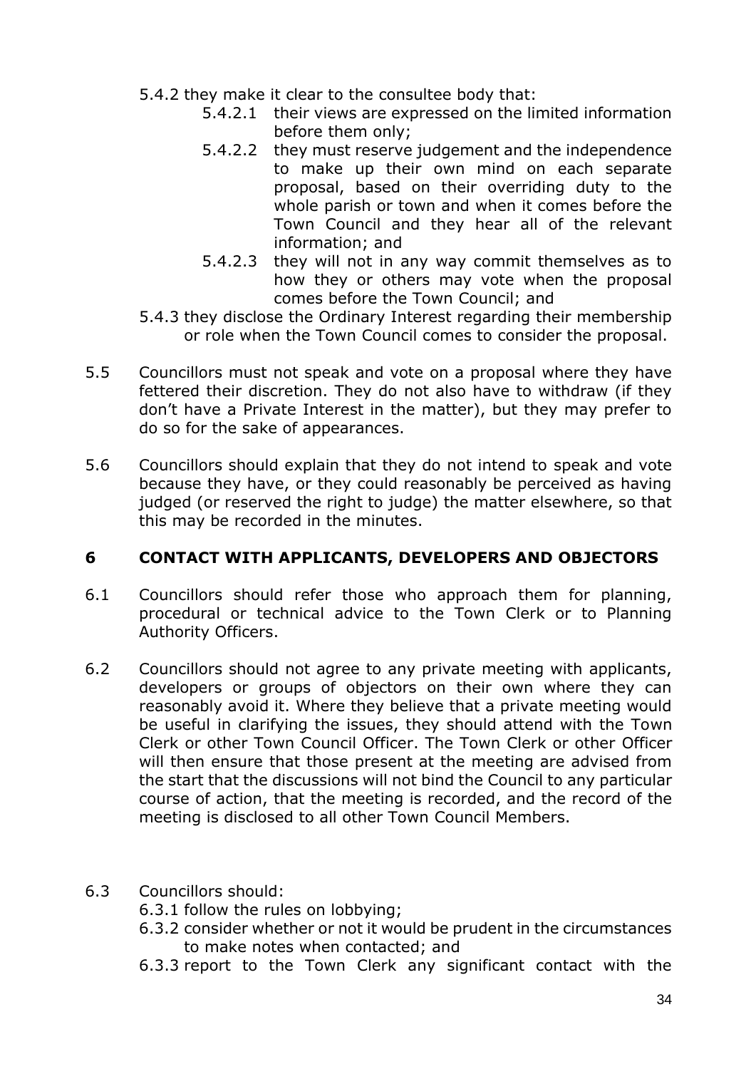5.4.2 they make it clear to the consultee body that:

- 5.4.2.1 their views are expressed on the limited information before them only;
- 5.4.2.2 they must reserve judgement and the independence to make up their own mind on each separate proposal, based on their overriding duty to the whole parish or town and when it comes before the Town Council and they hear all of the relevant information; and
- 5.4.2.3 they will not in any way commit themselves as to how they or others may vote when the proposal comes before the Town Council; and

5.4.3 they disclose the Ordinary Interest regarding their membership or role when the Town Council comes to consider the proposal.

5.5 Councillors must not speak and vote on a proposal where they have fettered their discretion. They do not also have to withdraw (if they don't have a Private Interest in the matter), but they may prefer to do so for the sake of appearances.

5.6 Councillors should explain that they do not intend to speak and vote because they have, or they could reasonably be perceived as having judged (or reserved the right to judge) the matter elsewhere, so that this may be recorded in the minutes.

## 6 CONTACT WITH APPLICANTS, DEVELOPERS AND OBJECTORS

6.1 Councillors should refer those who approach them for planning, procedural or technical advice to the Town Clerk or to Planning Authority Officers.

6.2 Councillors should not agree to any private meeting with applicants, developers or groups of objectors on their own where they can reasonably avoid it. Where they believe that a private meeting would be useful in clarifying the issues, they should attend with the Town Clerk or other Town Council Officer. The Town Clerk or other Officer will then ensure that those present at the meeting are advised from the start that the discussions will not bind the Council to any particular course of action, that the meeting is recorded, and the record of the meeting is disclosed to all other Town Council Members.

6.3 Councillors should:

- 6.3.1 follow the rules on lobbying;
- 6.3.2 consider whether or not it would be prudent in the circumstances to make notes when contacted; and
- 6.3.3 report to the Town Clerk any significant contact with the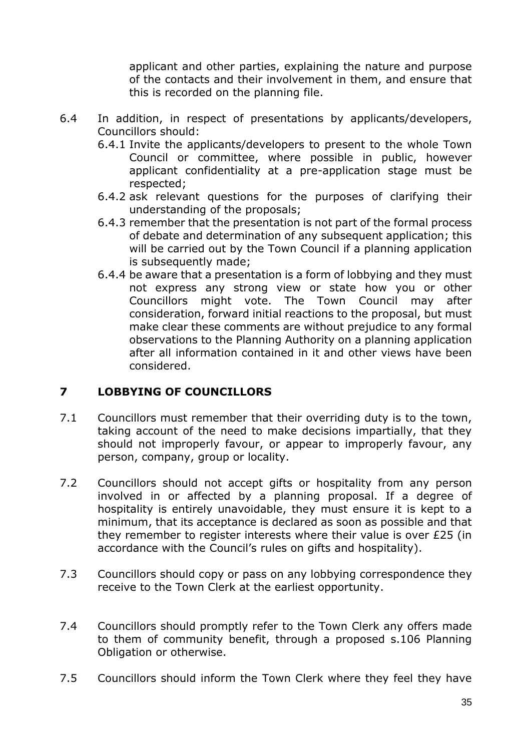applicant and other parties, explaining the nature and purpose of the contacts and their involvement in them, and ensure that this is recorded on the planning file.

6.4 In addition, in respect of presentations by applicants/developers, Councillors should:

6.4.1 Invite the applicants/developers to present to the whole Town Council or committee, where possible in public, however applicant confidentiality at a pre-application stage must be respected;

6.4.2 ask relevant questions for the purposes of clarifying their understanding of the proposals;

6.4.3 remember that the presentation is not part of the formal process of debate and determination of any subsequent application; this will be carried out by the Town Council if a planning application is subsequently made;

6.4.4 be aware that a presentation is a form of lobbying and they must not express any strong view or state how you or other Councillors might vote. The Town Council may after consideration, forward initial reactions to the proposal, but must make clear these comments are without prejudice to any formal observations to the Planning Authority on a planning application after all information contained in it and other views have been considered.

## 7 LOBBYING OF COUNCILLORS

7.1 Councillors must remember that their overriding duty is to the town, taking account of the need to make decisions impartially, that they should not improperly favour, or appear to improperly favour, any person, company, group or locality.

7.2 Councillors should not accept gifts or hospitality from any person involved in or affected by a planning proposal. If a degree of hospitality is entirely unavoidable, they must ensure it is kept to a minimum, that its acceptance is declared as soon as possible and that they remember to register interests where their value is over £25 (in accordance with the Council's rules on gifts and hospitality).

7.3 Councillors should copy or pass on any lobbying correspondence they receive to the Town Clerk at the earliest opportunity.

7.4 Councillors should promptly refer to the Town Clerk any offers made to them of community benefit, through a proposed s.106 Planning Obligation or otherwise.

7.5 Councillors should inform the Town Clerk where they feel they have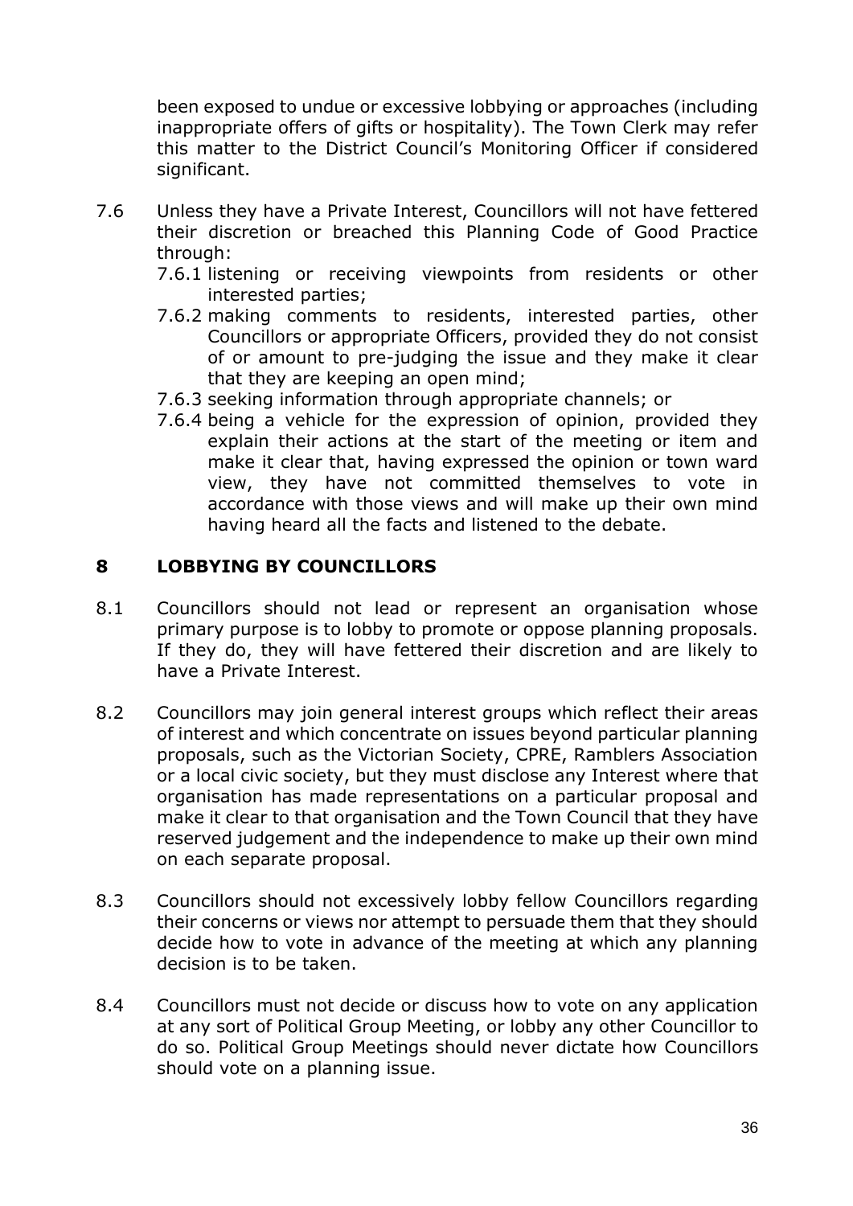been exposed to undue or excessive lobbying or approaches (including inappropriate offers of gifts or hospitality). The Town Clerk may refer this matter to the District Council's Monitoring Officer if considered significant.

7.6 Unless they have a Private Interest, Councillors will not have fettered their discretion or breached this Planning Code of Good Practice through:

7.6.1 listening or receiving viewpoints from residents or other interested parties;

7.6.2 making comments to residents, interested parties, other Councillors or appropriate Officers, provided they do not consist of or amount to pre-judging the issue and they make it clear that they are keeping an open mind;

7.6.3 seeking information through appropriate channels; or

7.6.4 being a vehicle for the expression of opinion, provided they explain their actions at the start of the meeting or item and make it clear that, having expressed the opinion or town ward view, they have not committed themselves to vote in accordance with those views and will make up their own mind having heard all the facts and listened to the debate.

## 8 LOBBYING BY COUNCILLORS

8.1 Councillors should not lead or represent an organisation whose primary purpose is to lobby to promote or oppose planning proposals. If they do, they will have fettered their discretion and are likely to have a Private Interest.

8.2 Councillors may join general interest groups which reflect their areas of interest and which concentrate on issues beyond particular planning proposals, such as the Victorian Society, CPRE, Ramblers Association or a local civic society, but they must disclose any Interest where that organisation has made representations on a particular proposal and make it clear to that organisation and the Town Council that they have reserved judgement and the independence to make up their own mind on each separate proposal.

8.3 Councillors should not excessively lobby fellow Councillors regarding their concerns or views nor attempt to persuade them that they should decide how to vote in advance of the meeting at which any planning decision is to be taken.

8.4 Councillors must not decide or discuss how to vote on any application at any sort of Political Group Meeting, or lobby any other Councillor to do so. Political Group Meetings should never dictate how Councillors should vote on a planning issue.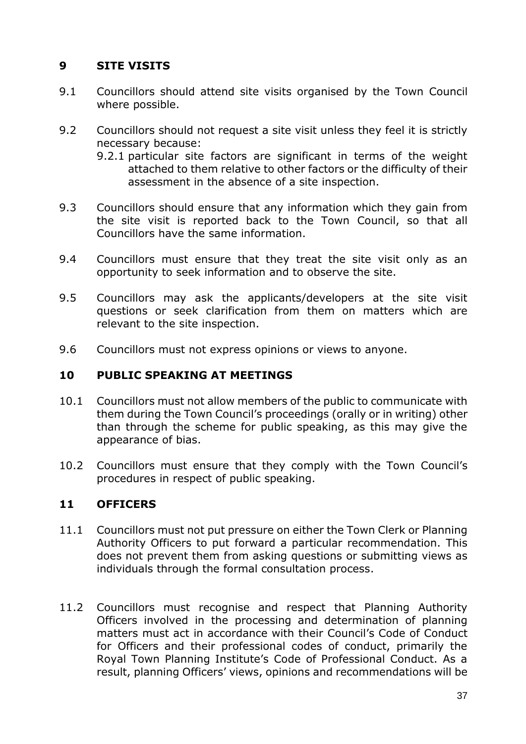## 9 SITE VISITS

9.1 Councillors should attend site visits organised by the Town Council where possible.

9.2 Councillors should not request a site visit unless they feel it is strictly necessary because:

9.2.1 particular site factors are significant in terms of the weight attached to them relative to other factors or the difficulty of their assessment in the absence of a site inspection.

9.3 Councillors should ensure that any information which they gain from the site visit is reported back to the Town Council, so that all Councillors have the same information.

9.4 Councillors must ensure that they treat the site visit only as an opportunity to seek information and to observe the site.

9.5 Councillors may ask the applicants/developers at the site visit questions or seek clarification from them on matters which are relevant to the site inspection.

9.6 Councillors must not express opinions or views to anyone.

## 10 PUBLIC SPEAKING AT MEETINGS

10.1 Councillors must not allow members of the public to communicate with them during the Town Council's proceedings (orally or in writing) other than through the scheme for public speaking, as this may give the appearance of bias.

10.2 Councillors must ensure that they comply with the Town Council's procedures in respect of public speaking.

## 11 OFFICERS

11.1 Councillors must not put pressure on either the Town Clerk or Planning Authority Officers to put forward a particular recommendation. This does not prevent them from asking questions or submitting views as individuals through the formal consultation process.

11.2 Councillors must recognise and respect that Planning Authority Officers involved in the processing and determination of planning matters must act in accordance with their Council's Code of Conduct for Officers and their professional codes of conduct, primarily the Royal Town Planning Institute's Code of Professional Conduct. As a result, planning Officers' views, opinions and recommendations will be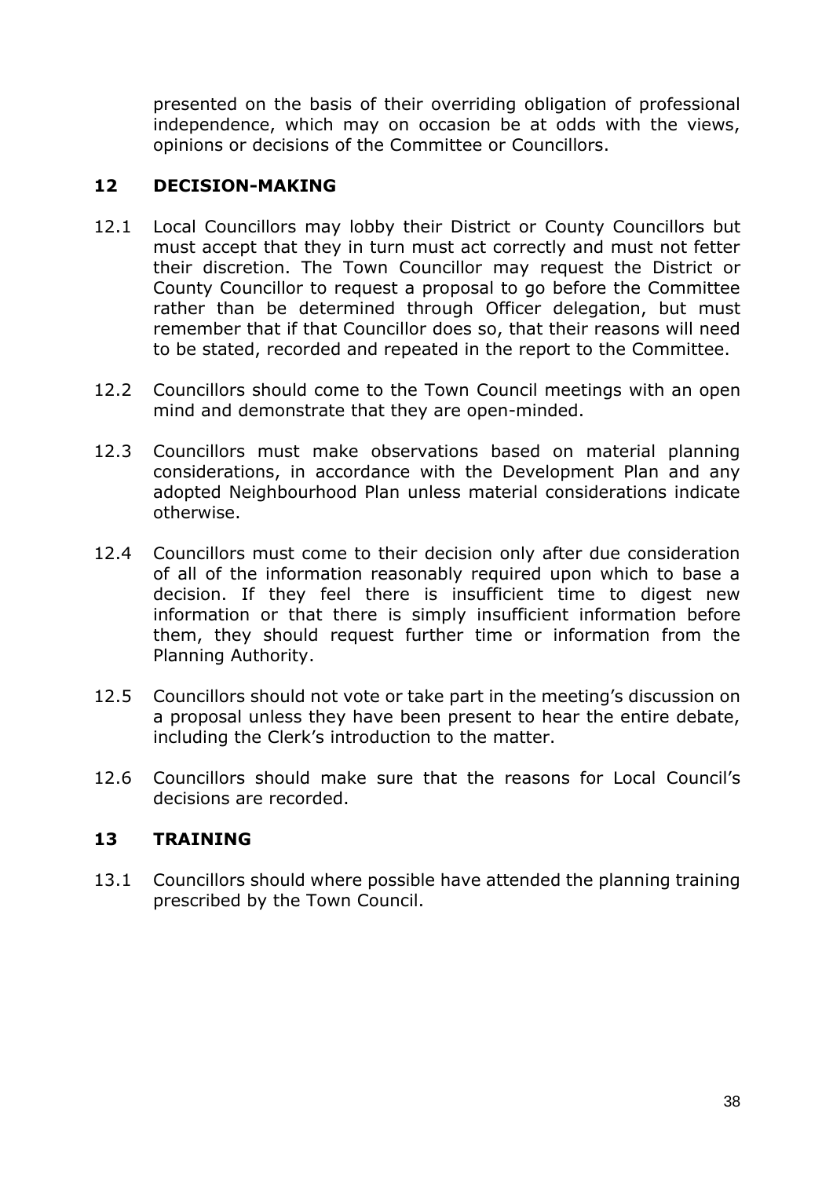presented on the basis of their overriding obligation of professional independence, which may on occasion be at odds with the views, opinions or decisions of the Committee or Councillors.

## 12 DECISION-MAKING

12.1 Local Councillors may lobby their District or County Councillors but must accept that they in turn must act correctly and must not fetter their discretion. The Town Councillor may request the District or County Councillor to request a proposal to go before the Committee rather than be determined through Officer delegation, but must remember that if that Councillor does so, that their reasons will need to be stated, recorded and repeated in the report to the Committee.

12.2 Councillors should come to the Town Council meetings with an open mind and demonstrate that they are open-minded.

12.3 Councillors must make observations based on material planning considerations, in accordance with the Development Plan and any adopted Neighbourhood Plan unless material considerations indicate otherwise.

12.4 Councillors must come to their decision only after due consideration of all of the information reasonably required upon which to base a decision. If they feel there is insufficient time to digest new information or that there is simply insufficient information before them, they should request further time or information from the Planning Authority.

12.5 Councillors should not vote or take part in the meeting's discussion on a proposal unless they have been present to hear the entire debate, including the Clerk's introduction to the matter.

12.6 Councillors should make sure that the reasons for Local Council's decisions are recorded.

## 13 TRAINING

13.1 Councillors should where possible have attended the planning training prescribed by the Town Council.